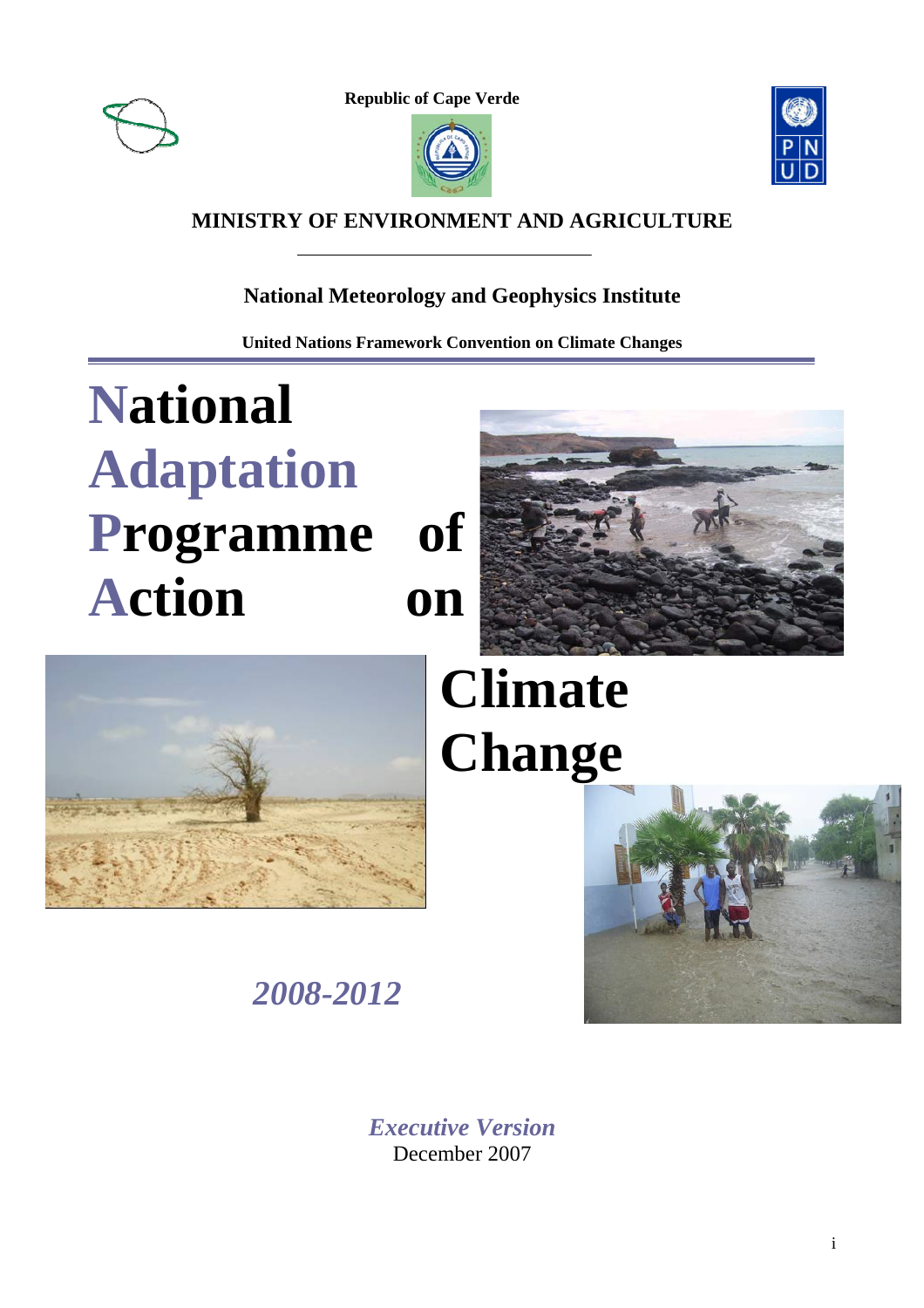**Republic of Cape Verde**

**MINISTRY OF ENVIRONMENT AND AGRICULTURE**

---

**National Meteorology and Geophysics Institute**

**United Nations Framework Convention on Climate Changes**

# National Adaptation Programme of Action on Climate Change

*2008-2012*

*Executive Version*

December 2007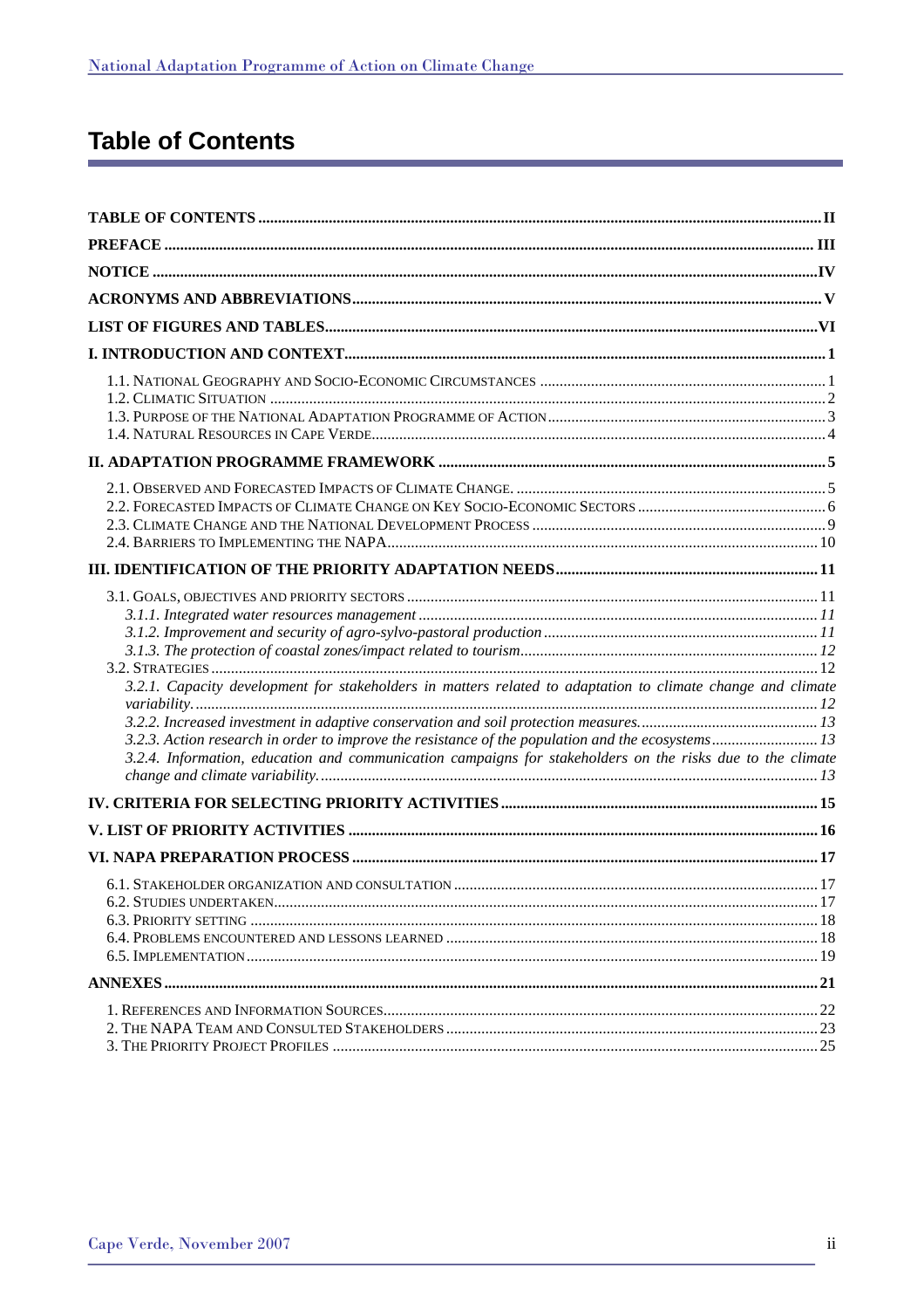# Table of Contents

**TABLE OF CONTENTS** ..... II

**PREFACE** ..... III

**NOTICE** ..... IV

**ACRONYMS AND ABBREVIATIONS** ..... V

**LIST OF FIGURES AND TABLES** ..... VI

**I. INTRODUCTION AND CONTEXT** ..... 1

- 1.1. National Geography and Socio-Economic Circumstances ..... 1
- 1.2. Climatic Situation ..... 2
- 1.3. Purpose of the National Adaptation Programme of Action ..... 3
- 1.4. Natural Resources in Cape Verde ..... 4

**II. ADAPTATION PROGRAMME FRAMEWORK** ..... 5

- 2.1. Observed and Forecasted Impacts of Climate Change. ..... 5
- 2.2. Forecasted Impacts of Climate Change on Key Socio-Economic Sectors ..... 6
- 2.3. Climate Change and the National Development Process ..... 9
- 2.4. Barriers to Implementing the NAPA ..... 10

**III. IDENTIFICATION OF THE PRIORITY ADAPTATION NEEDS** ..... 11

- 3.1. Goals, objectives and priority sectors ..... 11
  - *3.1.1. Integrated water resources management* ..... 11
  - *3.1.2. Improvement and security of agro-sylvo-pastoral production* ..... 11
  - *3.1.3. The protection of coastal zones/impact related to tourism* ..... 12
- 3.2. Strategies ..... 12
  - *3.2.1. Capacity development for stakeholders in matters related to adaptation to climate change and climate variability.* ..... 12
  - *3.2.2. Increased investment in adaptive conservation and soil protection measures.* ..... 13
  - *3.2.3. Action research in order to improve the resistance of the population and the ecosystems* ..... 13
  - *3.2.4. Information, education and communication campaigns for stakeholders on the risks due to the climate change and climate variability.* ..... 13

**IV. CRITERIA FOR SELECTING PRIORITY ACTIVITIES** ..... 15

**V. LIST OF PRIORITY ACTIVITIES** ..... 16

**VI. NAPA PREPARATION PROCESS** ..... 17

- 6.1. Stakeholder organization and consultation ..... 17
- 6.2. Studies undertaken ..... 17
- 6.3. Priority setting ..... 18
- 6.4. Problems encountered and lessons learned ..... 18
- 6.5. Implementation ..... 19

**ANNEXES** ..... 21

- 1. References and Information Sources ..... 22
- 2. The NAPA Team and Consulted Stakeholders ..... 23
- 3. The Priority Project Profiles ..... 25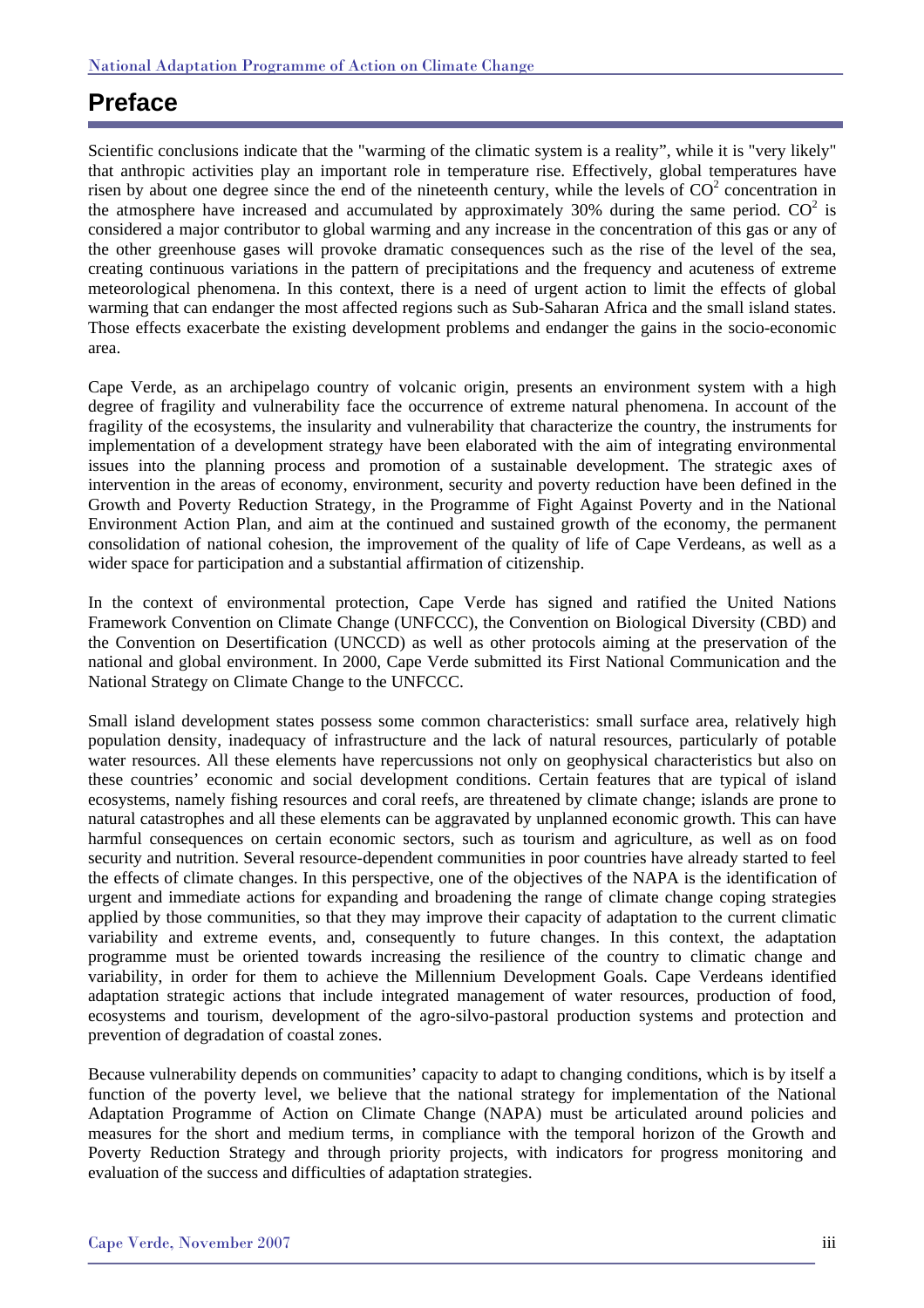# Preface

Scientific conclusions indicate that the "warming of the climatic system is a reality", while it is "very likely" that anthropic activities play an important role in temperature rise. Effectively, global temperatures have risen by about one degree since the end of the nineteenth century, while the levels of $CO^2$ concentration in the atmosphere have increased and accumulated by approximately 30% during the same period. $CO^2$ is considered a major contributor to global warming and any increase in the concentration of this gas or any of the other greenhouse gases will provoke dramatic consequences such as the rise of the level of the sea, creating continuous variations in the pattern of precipitations and the frequency and acuteness of extreme meteorological phenomena. In this context, there is a need of urgent action to limit the effects of global warming that can endanger the most affected regions such as Sub-Saharan Africa and the small island states. Those effects exacerbate the existing development problems and endanger the gains in the socio-economic area.

Cape Verde, as an archipelago country of volcanic origin, presents an environment system with a high degree of fragility and vulnerability face the occurrence of extreme natural phenomena. In account of the fragility of the ecosystems, the insularity and vulnerability that characterize the country, the instruments for implementation of a development strategy have been elaborated with the aim of integrating environmental issues into the planning process and promotion of a sustainable development. The strategic axes of intervention in the areas of economy, environment, security and poverty reduction have been defined in the Growth and Poverty Reduction Strategy, in the Programme of Fight Against Poverty and in the National Environment Action Plan, and aim at the continued and sustained growth of the economy, the permanent consolidation of national cohesion, the improvement of the quality of life of Cape Verdeans, as well as a wider space for participation and a substantial affirmation of citizenship.

In the context of environmental protection, Cape Verde has signed and ratified the United Nations Framework Convention on Climate Change (UNFCCC), the Convention on Biological Diversity (CBD) and the Convention on Desertification (UNCCD) as well as other protocols aiming at the preservation of the national and global environment. In 2000, Cape Verde submitted its First National Communication and the National Strategy on Climate Change to the UNFCCC.

Small island development states possess some common characteristics: small surface area, relatively high population density, inadequacy of infrastructure and the lack of natural resources, particularly of potable water resources. All these elements have repercussions not only on geophysical characteristics but also on these countries' economic and social development conditions. Certain features that are typical of island ecosystems, namely fishing resources and coral reefs, are threatened by climate change; islands are prone to natural catastrophes and all these elements can be aggravated by unplanned economic growth. This can have harmful consequences on certain economic sectors, such as tourism and agriculture, as well as on food security and nutrition. Several resource-dependent communities in poor countries have already started to feel the effects of climate changes. In this perspective, one of the objectives of the NAPA is the identification of urgent and immediate actions for expanding and broadening the range of climate change coping strategies applied by those communities, so that they may improve their capacity of adaptation to the current climatic variability and extreme events, and, consequently to future changes. In this context, the adaptation programme must be oriented towards increasing the resilience of the country to climatic change and variability, in order for them to achieve the Millennium Development Goals. Cape Verdeans identified adaptation strategic actions that include integrated management of water resources, production of food, ecosystems and tourism, development of the agro-silvo-pastoral production systems and protection and prevention of degradation of coastal zones.

Because vulnerability depends on communities' capacity to adapt to changing conditions, which is by itself a function of the poverty level, we believe that the national strategy for implementation of the National Adaptation Programme of Action on Climate Change (NAPA) must be articulated around policies and measures for the short and medium terms, in compliance with the temporal horizon of the Growth and Poverty Reduction Strategy and through priority projects, with indicators for progress monitoring and evaluation of the success and difficulties of adaptation strategies.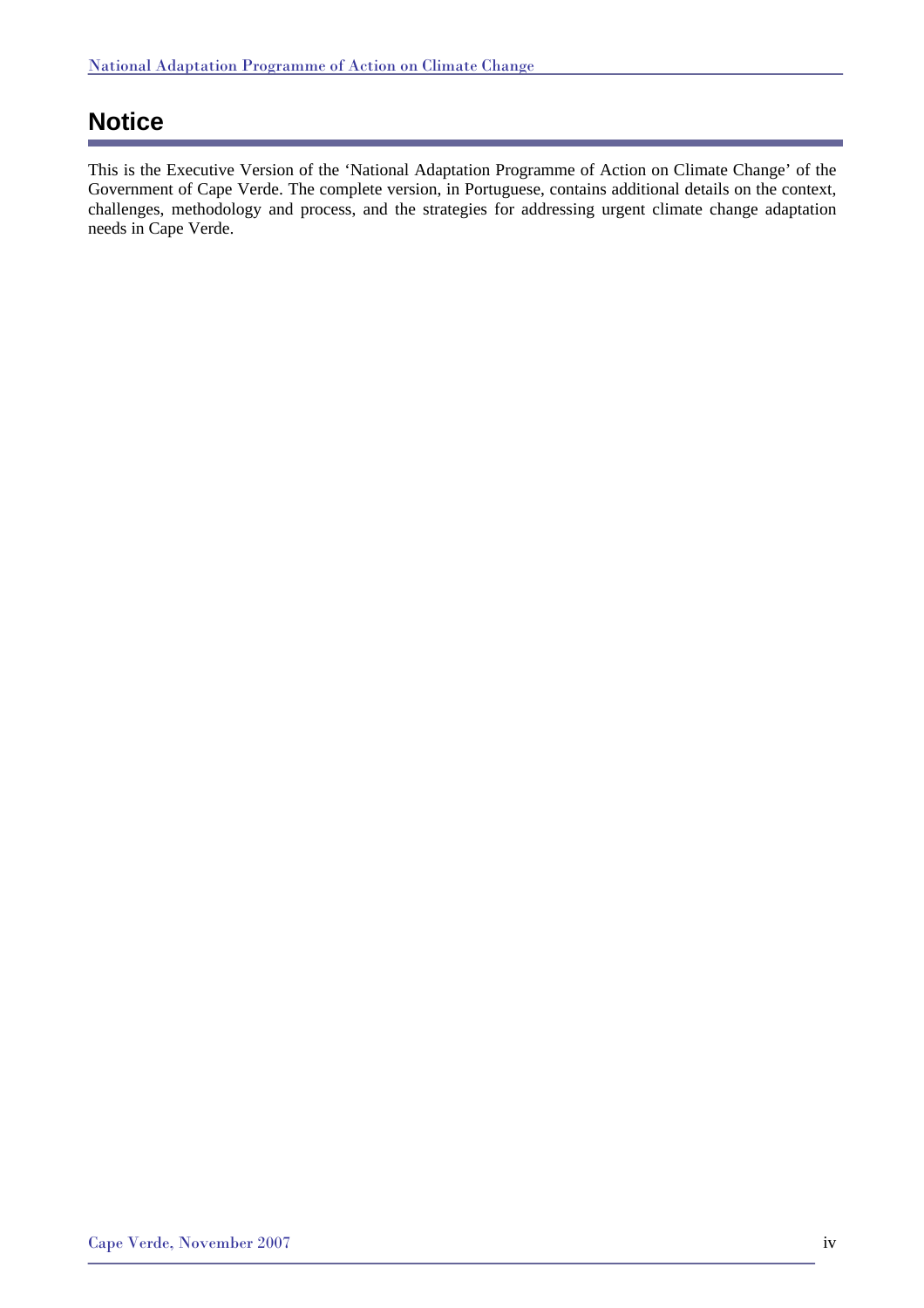# Notice

This is the Executive Version of the 'National Adaptation Programme of Action on Climate Change' of the Government of Cape Verde. The complete version, in Portuguese, contains additional details on the context, challenges, methodology and process, and the strategies for addressing urgent climate change adaptation needs in Cape Verde.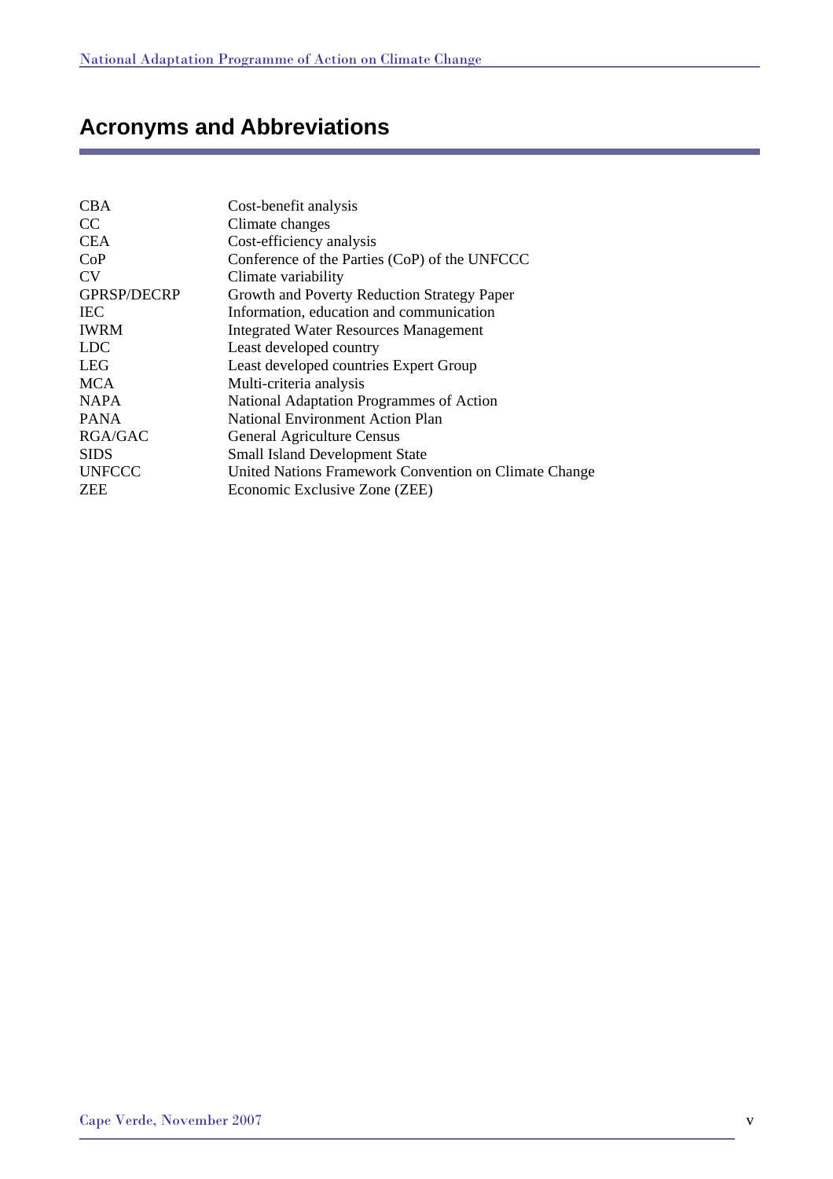# Acronyms and Abbreviations

| | |
|---|---|
| CBA | Cost-benefit analysis |
| CC | Climate changes |
| CEA | Cost-efficiency analysis |
| CoP | Conference of the Parties (CoP) of the UNFCCC |
| CV | Climate variability |
| GPRSP/DECRP | Growth and Poverty Reduction Strategy Paper |
| IEC | Information, education and communication |
| IWRM | Integrated Water Resources Management |
| LDC | Least developed country |
| LEG | Least developed countries Expert Group |
| MCA | Multi-criteria analysis |
| NAPA | National Adaptation Programmes of Action |
| PANA | National Environment Action Plan |
| RGA/GAC | General Agriculture Census |
| SIDS | Small Island Development State |
| UNFCCC | United Nations Framework Convention on Climate Change |
| ZEE | Economic Exclusive Zone (ZEE) |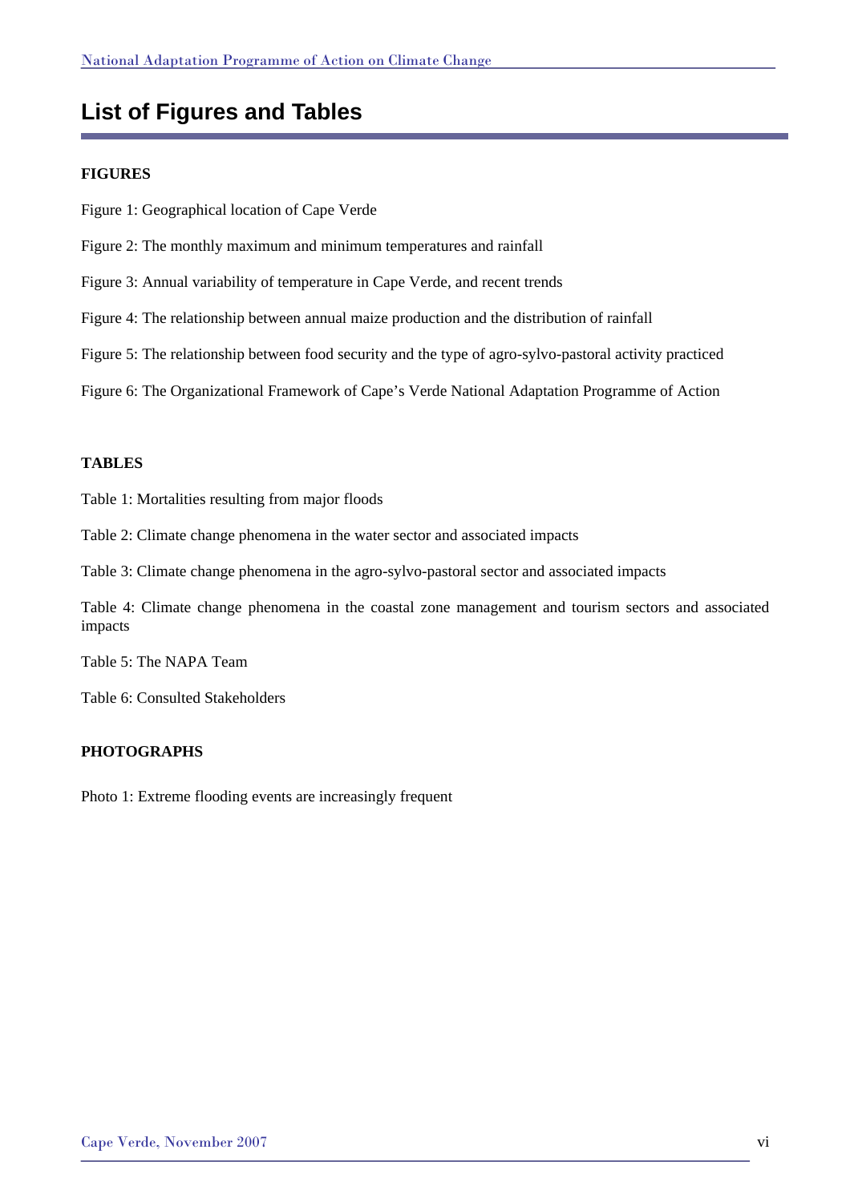# List of Figures and Tables

**FIGURES**

Figure 1: Geographical location of Cape Verde

Figure 2: The monthly maximum and minimum temperatures and rainfall

Figure 3: Annual variability of temperature in Cape Verde, and recent trends

Figure 4: The relationship between annual maize production and the distribution of rainfall

Figure 5: The relationship between food security and the type of agro-sylvo-pastoral activity practiced

Figure 6: The Organizational Framework of Cape's Verde National Adaptation Programme of Action

**TABLES**

Table 1: Mortalities resulting from major floods

Table 2: Climate change phenomena in the water sector and associated impacts

Table 3: Climate change phenomena in the agro-sylvo-pastoral sector and associated impacts

Table 4: Climate change phenomena in the coastal zone management and tourism sectors and associated impacts

Table 5: The NAPA Team

Table 6: Consulted Stakeholders

**PHOTOGRAPHS**

Photo 1: Extreme flooding events are increasingly frequent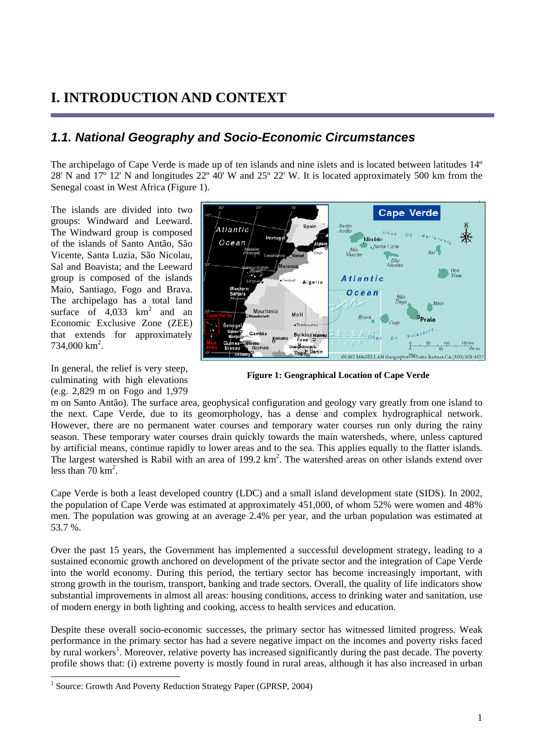# I. INTRODUCTION AND CONTEXT

## *1.1. National Geography and Socio-Economic Circumstances*

The archipelago of Cape Verde is made up of ten islands and nine islets and is located between latitudes 14º 28' N and 17º 12' N and longitudes 22º 40' W and 25º 22' W. It is located approximately 500 km from the Senegal coast in West Africa (Figure 1).

The islands are divided into two groups: Windward and Leeward. The Windward group is composed of the islands of Santo Antão, São Vicente, Santa Luzia, São Nicolau, Sal and Boavista; and the Leeward group is composed of the islands Maio, Santiago, Fogo and Brava. The archipelago has a total land surface of 4,033 km$^2$ and an Economic Exclusive Zone (ZEE) that extends for approximately 734,000 km$^2$.

**Figure 1: Geographical Location of Cape Verde**

In general, the relief is very steep, culminating with high elevations (e.g. 2,829 m on Fogo and 1,979 m on Santo Antão). The surface area, geophysical configuration and geology vary greatly from one island to the next. Cape Verde, due to its geomorphology, has a dense and complex hydrographical network. However, there are no permanent water courses and temporary water courses run only during the rainy season. These temporary water courses drain quickly towards the main watersheds, where, unless captured by artificial means, continue rapidly to lower areas and to the sea. This applies equally to the flatter islands. The largest watershed is Rabil with an area of 199.2 km$^2$. The watershed areas on other islands extend over less than 70 km$^2$.

Cape Verde is both a least developed country (LDC) and a small island development state (SIDS). In 2002, the population of Cape Verde was estimated at approximately 451,000, of whom 52% were women and 48% men. The population was growing at an average 2.4% per year, and the urban population was estimated at 53.7 %.

Over the past 15 years, the Government has implemented a successful development strategy, leading to a sustained economic growth anchored on development of the private sector and the integration of Cape Verde into the world economy. During this period, the tertiary sector has become increasingly important, with strong growth in the tourism, transport, banking and trade sectors. Overall, the quality of life indicators show substantial improvements in almost all areas: housing conditions, access to drinking water and sanitation, use of modern energy in both lighting and cooking, access to health services and education.

Despite these overall socio-economic successes, the primary sector has witnessed limited progress. Weak performance in the primary sector has had a severe negative impact on the incomes and poverty risks faced by rural workers[1]. Moreover, relative poverty has increased significantly during the past decade. The poverty profile shows that: (i) extreme poverty is mostly found in rural areas, although it has also increased in urban

[1] Source: Growth And Poverty Reduction Strategy Paper (GPRSP, 2004)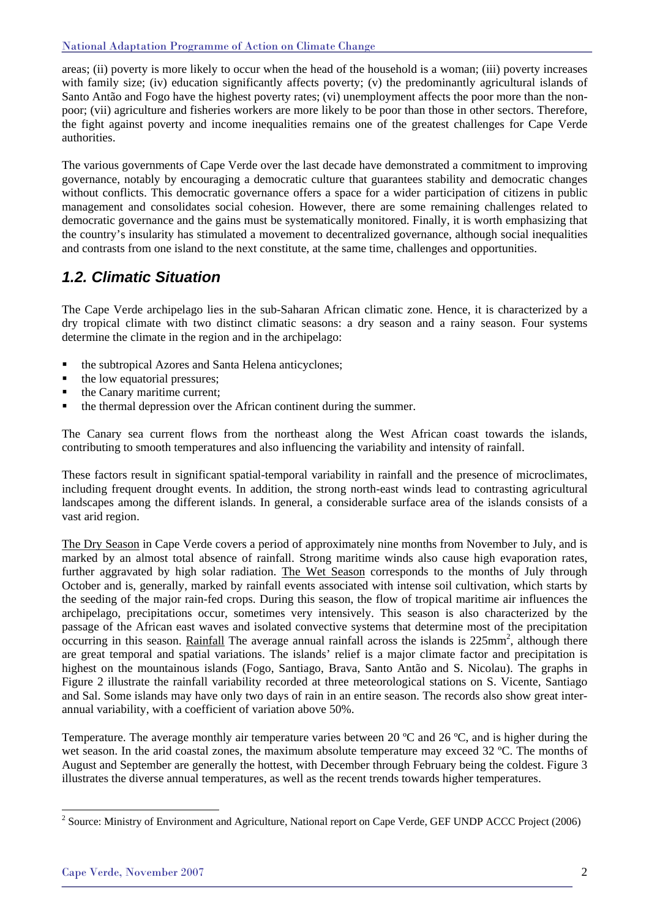areas; (ii) poverty is more likely to occur when the head of the household is a woman; (iii) poverty increases with family size; (iv) education significantly affects poverty; (v) the predominantly agricultural islands of Santo Antão and Fogo have the highest poverty rates; (vi) unemployment affects the poor more than the non-poor; (vii) agriculture and fisheries workers are more likely to be poor than those in other sectors. Therefore, the fight against poverty and income inequalities remains one of the greatest challenges for Cape Verde authorities.

The various governments of Cape Verde over the last decade have demonstrated a commitment to improving governance, notably by encouraging a democratic culture that guarantees stability and democratic changes without conflicts. This democratic governance offers a space for a wider participation of citizens in public management and consolidates social cohesion. However, there are some remaining challenges related to democratic governance and the gains must be systematically monitored. Finally, it is worth emphasizing that the country's insularity has stimulated a movement to decentralized governance, although social inequalities and contrasts from one island to the next constitute, at the same time, challenges and opportunities.

## *1.2. Climatic Situation*

The Cape Verde archipelago lies in the sub-Saharan African climatic zone. Hence, it is characterized by a dry tropical climate with two distinct climatic seasons: a dry season and a rainy season. Four systems determine the climate in the region and in the archipelago:

- the subtropical Azores and Santa Helena anticyclones;
- the low equatorial pressures;
- the Canary maritime current;
- the thermal depression over the African continent during the summer.

The Canary sea current flows from the northeast along the West African coast towards the islands, contributing to smooth temperatures and also influencing the variability and intensity of rainfall.

These factors result in significant spatial-temporal variability in rainfall and the presence of microclimates, including frequent drought events. In addition, the strong north-east winds lead to contrasting agricultural landscapes among the different islands. In general, a considerable surface area of the islands consists of a vast arid region.

The Dry Season in Cape Verde covers a period of approximately nine months from November to July, and is marked by an almost total absence of rainfall. Strong maritime winds also cause high evaporation rates, further aggravated by high solar radiation. The Wet Season corresponds to the months of July through October and is, generally, marked by rainfall events associated with intense soil cultivation, which starts by the seeding of the major rain-fed crops. During this season, the flow of tropical maritime air influences the archipelago, precipitations occur, sometimes very intensively. This season is also characterized by the passage of the African east waves and isolated convective systems that determine most of the precipitation occurring in this season. Rainfall The average annual rainfall across the islands is 225mm[2], although there are great temporal and spatial variations. The islands' relief is a major climate factor and precipitation is highest on the mountainous islands (Fogo, Santiago, Brava, Santo Antão and S. Nicolau). The graphs in Figure 2 illustrate the rainfall variability recorded at three meteorological stations on S. Vicente, Santiago and Sal. Some islands may have only two days of rain in an entire season. The records also show great inter-annual variability, with a coefficient of variation above 50%.

Temperature. The average monthly air temperature varies between 20 ºC and 26 ºC, and is higher during the wet season. In the arid coastal zones, the maximum absolute temperature may exceed 32 ºC. The months of August and September are generally the hottest, with December through February being the coldest. Figure 3 illustrates the diverse annual temperatures, as well as the recent trends towards higher temperatures.

[2] Source: Ministry of Environment and Agriculture, National report on Cape Verde, GEF UNDP ACCC Project (2006)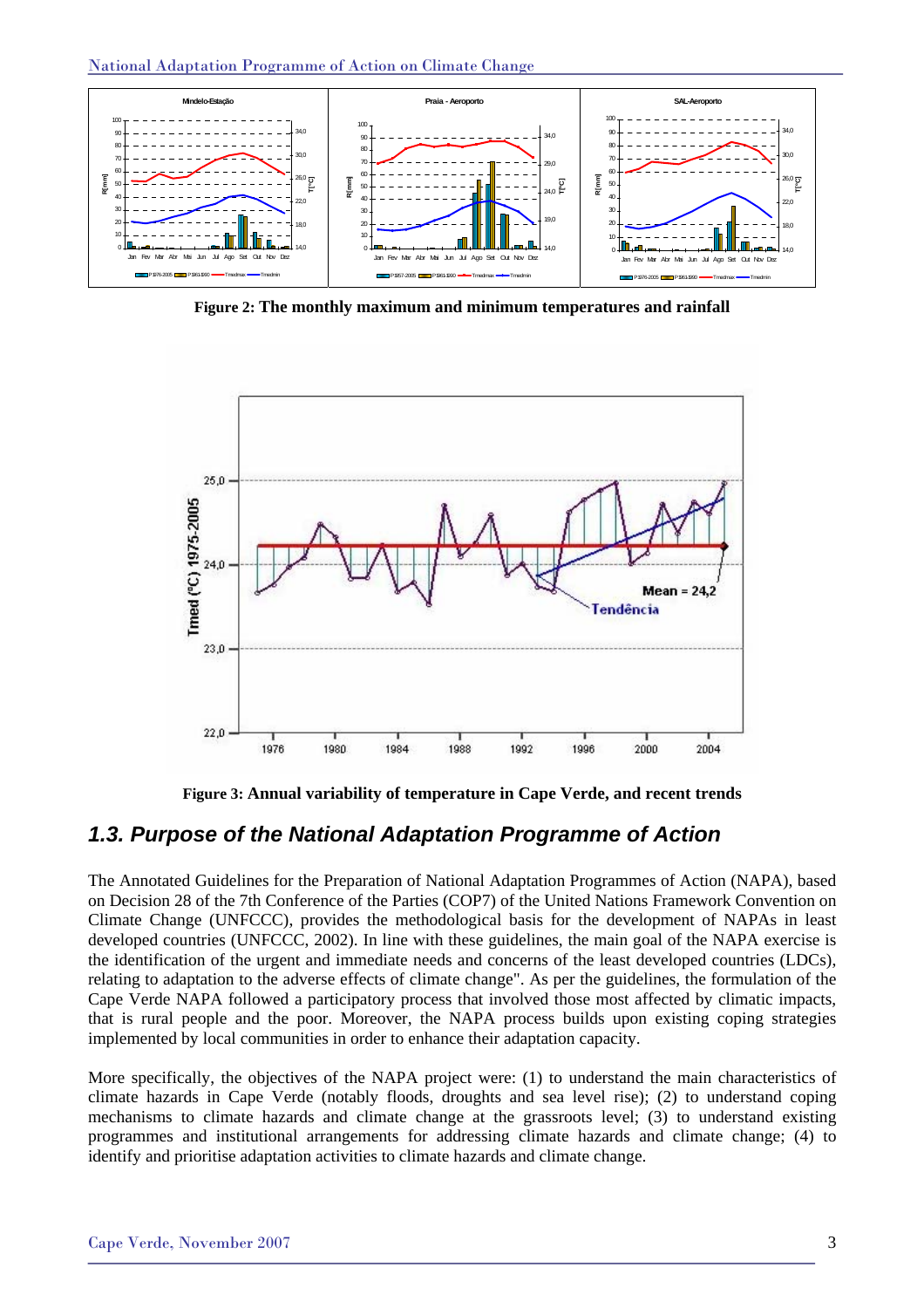**Figure 2: The monthly maximum and minimum temperatures and rainfall**

**Figure 3: Annual variability of temperature in Cape Verde, and recent trends**

## *1.3. Purpose of the National Adaptation Programme of Action*

The Annotated Guidelines for the Preparation of National Adaptation Programmes of Action (NAPA), based on Decision 28 of the 7th Conference of the Parties (COP7) of the United Nations Framework Convention on Climate Change (UNFCCC), provides the methodological basis for the development of NAPAs in least developed countries (UNFCCC, 2002). In line with these guidelines, the main goal of the NAPA exercise is the identification of the urgent and immediate needs and concerns of the least developed countries (LDCs), relating to adaptation to the adverse effects of climate change". As per the guidelines, the formulation of the Cape Verde NAPA followed a participatory process that involved those most affected by climatic impacts, that is rural people and the poor. Moreover, the NAPA process builds upon existing coping strategies implemented by local communities in order to enhance their adaptation capacity.

More specifically, the objectives of the NAPA project were: (1) to understand the main characteristics of climate hazards in Cape Verde (notably floods, droughts and sea level rise); (2) to understand coping mechanisms to climate hazards and climate change at the grassroots level; (3) to understand existing programmes and institutional arrangements for addressing climate hazards and climate change; (4) to identify and prioritise adaptation activities to climate hazards and climate change.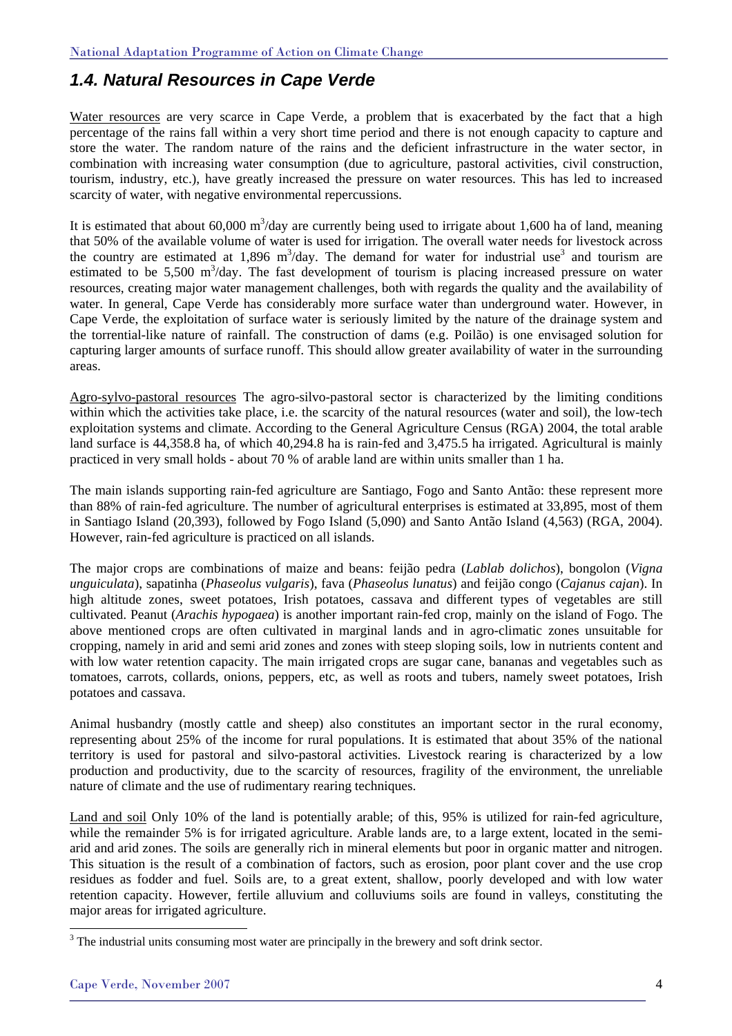## *1.4. Natural Resources in Cape Verde*

Water resources are very scarce in Cape Verde, a problem that is exacerbated by the fact that a high percentage of the rains fall within a very short time period and there is not enough capacity to capture and store the water. The random nature of the rains and the deficient infrastructure in the water sector, in combination with increasing water consumption (due to agriculture, pastoral activities, civil construction, tourism, industry, etc.), have greatly increased the pressure on water resources. This has led to increased scarcity of water, with negative environmental repercussions.

It is estimated that about 60,000 $m^3$/day are currently being used to irrigate about 1,600 ha of land, meaning that 50% of the available volume of water is used for irrigation. The overall water needs for livestock across the country are estimated at 1,896 $m^3$/day. The demand for water for industrial use[3] and tourism are estimated to be 5,500 $m^3$/day. The fast development of tourism is placing increased pressure on water resources, creating major water management challenges, both with regards the quality and the availability of water. In general, Cape Verde has considerably more surface water than underground water. However, in Cape Verde, the exploitation of surface water is seriously limited by the nature of the drainage system and the torrential-like nature of rainfall. The construction of dams (e.g. Poilão) is one envisaged solution for capturing larger amounts of surface runoff. This should allow greater availability of water in the surrounding areas.

Agro-sylvo-pastoral resources The agro-silvo-pastoral sector is characterized by the limiting conditions within which the activities take place, i.e. the scarcity of the natural resources (water and soil), the low-tech exploitation systems and climate. According to the General Agriculture Census (RGA) 2004, the total arable land surface is 44,358.8 ha, of which 40,294.8 ha is rain-fed and 3,475.5 ha irrigated. Agricultural is mainly practiced in very small holds - about 70 % of arable land are within units smaller than 1 ha.

The main islands supporting rain-fed agriculture are Santiago, Fogo and Santo Antão: these represent more than 88% of rain-fed agriculture. The number of agricultural enterprises is estimated at 33,895, most of them in Santiago Island (20,393), followed by Fogo Island (5,090) and Santo Antão Island (4,563) (RGA, 2004). However, rain-fed agriculture is practiced on all islands.

The major crops are combinations of maize and beans: feijão pedra (*Lablab dolichos*), bongolon (*Vigna unguiculata*), sapatinha (*Phaseolus vulgaris*), fava (*Phaseolus lunatus*) and feijão congo (*Cajanus cajan*). In high altitude zones, sweet potatoes, Irish potatoes, cassava and different types of vegetables are still cultivated. Peanut (*Arachis hypogaea*) is another important rain-fed crop, mainly on the island of Fogo. The above mentioned crops are often cultivated in marginal lands and in agro-climatic zones unsuitable for cropping, namely in arid and semi arid zones and zones with steep sloping soils, low in nutrients content and with low water retention capacity. The main irrigated crops are sugar cane, bananas and vegetables such as tomatoes, carrots, collards, onions, peppers, etc, as well as roots and tubers, namely sweet potatoes, Irish potatoes and cassava.

Animal husbandry (mostly cattle and sheep) also constitutes an important sector in the rural economy, representing about 25% of the income for rural populations. It is estimated that about 35% of the national territory is used for pastoral and silvo-pastoral activities. Livestock rearing is characterized by a low production and productivity, due to the scarcity of resources, fragility of the environment, the unreliable nature of climate and the use of rudimentary rearing techniques.

Land and soil Only 10% of the land is potentially arable; of this, 95% is utilized for rain-fed agriculture, while the remainder 5% is for irrigated agriculture. Arable lands are, to a large extent, located in the semi-arid and arid zones. The soils are generally rich in mineral elements but poor in organic matter and nitrogen. This situation is the result of a combination of factors, such as erosion, poor plant cover and the use crop residues as fodder and fuel. Soils are, to a great extent, shallow, poorly developed and with low water retention capacity. However, fertile alluvium and colluviums soils are found in valleys, constituting the major areas for irrigated agriculture.

[3] The industrial units consuming most water are principally in the brewery and soft drink sector.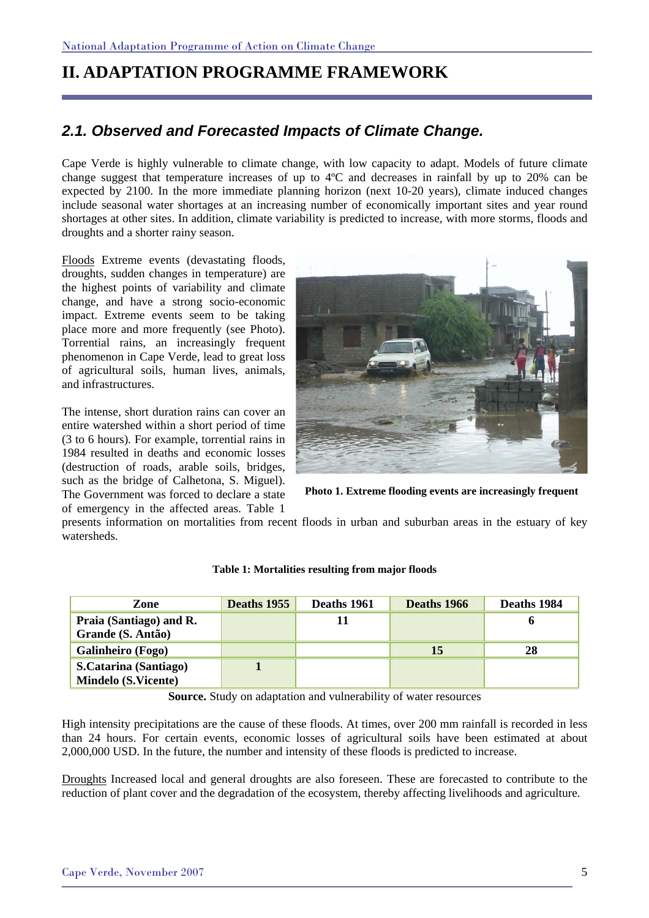# II. ADAPTATION PROGRAMME FRAMEWORK

## *2.1. Observed and Forecasted Impacts of Climate Change.*

Cape Verde is highly vulnerable to climate change, with low capacity to adapt. Models of future climate change suggest that temperature increases of up to 4ºC and decreases in rainfall by up to 20% can be expected by 2100. In the more immediate planning horizon (next 10-20 years), climate induced changes include seasonal water shortages at an increasing number of economically important sites and year round shortages at other sites. In addition, climate variability is predicted to increase, with more storms, floods and droughts and a shorter rainy season.

Floods Extreme events (devastating floods, droughts, sudden changes in temperature) are the highest points of variability and climate change, and have a strong socio-economic impact. Extreme events seem to be taking place more and more frequently (see Photo). Torrential rains, an increasingly frequent phenomenon in Cape Verde, lead to great loss of agricultural soils, human lives, animals, and infrastructures.

**Photo 1. Extreme flooding events are increasingly frequent**

The intense, short duration rains can cover an entire watershed within a short period of time (3 to 6 hours). For example, torrential rains in 1984 resulted in deaths and economic losses (destruction of roads, arable soils, bridges, such as the bridge of Calhetona, S. Miguel). The Government was forced to declare a state of emergency in the affected areas. Table 1 presents information on mortalities from recent floods in urban and suburban areas in the estuary of key watersheds.

**Table 1: Mortalities resulting from major floods**

| Zone | Deaths 1955 | Deaths 1961 | Deaths 1966 | Deaths 1984 |
|---|---|---|---|---|
| **Praia (Santiago) and R. Grande (S. Antão)** | | **11** | | **6** |
| **Galinheiro (Fogo)** | | | **15** | **28** |
| **S.Catarina (Santiago) Mindelo (S.Vicente)** | **1** | | | |

**Source.** Study on adaptation and vulnerability of water resources

High intensity precipitations are the cause of these floods. At times, over 200 mm rainfall is recorded in less than 24 hours. For certain events, economic losses of agricultural soils have been estimated at about 2,000,000 USD. In the future, the number and intensity of these floods is predicted to increase.

Droughts Increased local and general droughts are also foreseen. These are forecasted to contribute to the reduction of plant cover and the degradation of the ecosystem, thereby affecting livelihoods and agriculture.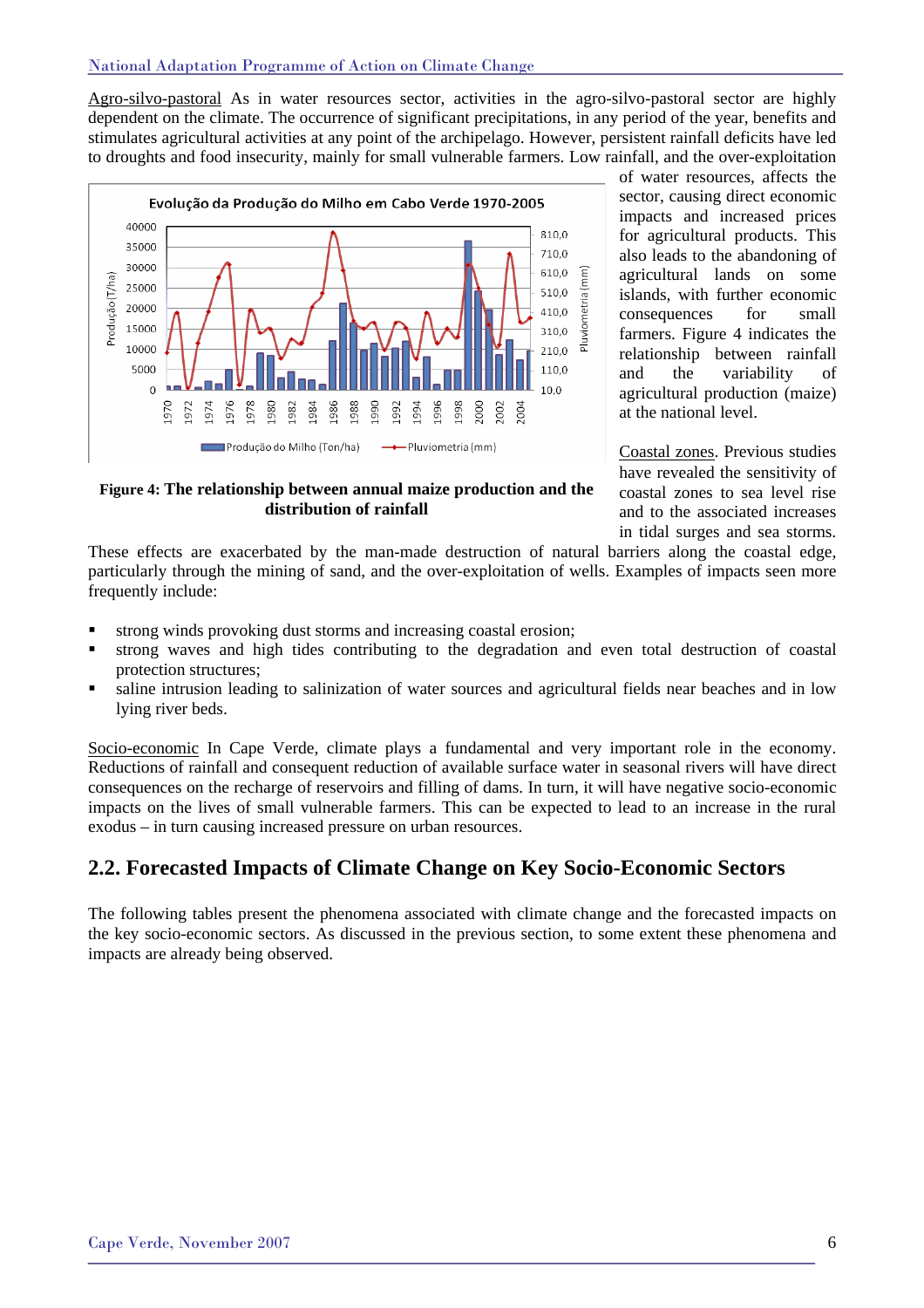Agro-silvo-pastoral As in water resources sector, activities in the agro-silvo-pastoral sector are highly dependent on the climate. The occurrence of significant precipitations, in any period of the year, benefits and stimulates agricultural activities at any point of the archipelago. However, persistent rainfall deficits have led to droughts and food insecurity, mainly for small vulnerable farmers. Low rainfall, and the over-exploitation of water resources, affects the sector, causing direct economic impacts and increased prices for agricultural products. This also leads to the abandoning of agricultural lands on some islands, with further economic consequences for small farmers. Figure 4 indicates the relationship between rainfall and the variability of agricultural production (maize) at the national level.

**Figure 4: The relationship between annual maize production and the distribution of rainfall**

Coastal zones. Previous studies have revealed the sensitivity of coastal zones to sea level rise and to the associated increases in tidal surges and sea storms. These effects are exacerbated by the man-made destruction of natural barriers along the coastal edge, particularly through the mining of sand, and the over-exploitation of wells. Examples of impacts seen more frequently include:

- strong winds provoking dust storms and increasing coastal erosion;
- strong waves and high tides contributing to the degradation and even total destruction of coastal protection structures;
- saline intrusion leading to salinization of water sources and agricultural fields near beaches and in low lying river beds.

Socio-economic In Cape Verde, climate plays a fundamental and very important role in the economy. Reductions of rainfall and consequent reduction of available surface water in seasonal rivers will have direct consequences on the recharge of reservoirs and filling of dams. In turn, it will have negative socio-economic impacts on the lives of small vulnerable farmers. This can be expected to lead to an increase in the rural exodus – in turn causing increased pressure on urban resources.

## 2.2. Forecasted Impacts of Climate Change on Key Socio-Economic Sectors

The following tables present the phenomena associated with climate change and the forecasted impacts on the key socio-economic sectors. As discussed in the previous section, to some extent these phenomena and impacts are already being observed.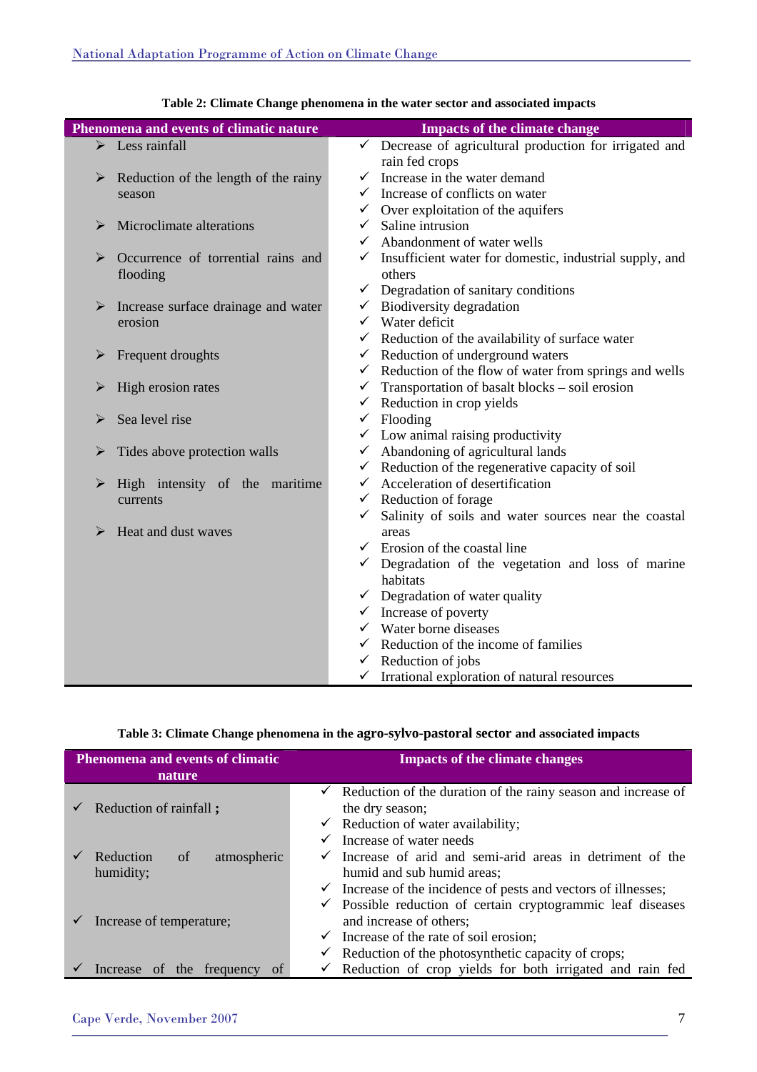**Table 2: Climate Change phenomena in the water sector and associated impacts**

| Phenomena and events of climatic nature | Impacts of the climate change |
|---|---|
| ➢ Less rainfall<br><br>➢ Reduction of the length of the rainy season<br><br>➢ Microclimate alterations<br><br>➢ Occurrence of torrential rains and flooding<br><br>➢ Increase surface drainage and water erosion<br><br>➢ Frequent droughts<br><br>➢ High erosion rates<br><br>➢ Sea level rise<br><br>➢ Tides above protection walls<br><br>➢ High intensity of the maritime currents<br><br>➢ Heat and dust waves | ✓ Decrease of agricultural production for irrigated and rain fed crops<br>✓ Increase in the water demand<br>✓ Increase of conflicts on water<br>✓ Over exploitation of the aquifers<br>✓ Saline intrusion<br>✓ Abandonment of water wells<br>✓ Insufficient water for domestic, industrial supply, and others<br>✓ Degradation of sanitary conditions<br>✓ Biodiversity degradation<br>✓ Water deficit<br>✓ Reduction of the availability of surface water<br>✓ Reduction of underground waters<br>✓ Reduction of the flow of water from springs and wells<br>✓ Transportation of basalt blocks – soil erosion<br>✓ Reduction in crop yields<br>✓ Flooding<br>✓ Low animal raising productivity<br>✓ Abandoning of agricultural lands<br>✓ Reduction of the regenerative capacity of soil<br>✓ Acceleration of desertification<br>✓ Reduction of forage<br>✓ Salinity of soils and water sources near the coastal areas<br>✓ Erosion of the coastal line<br>✓ Degradation of the vegetation and loss of marine habitats<br>✓ Degradation of water quality<br>✓ Increase of poverty<br>✓ Water borne diseases<br>✓ Reduction of the income of families<br>✓ Reduction of jobs<br>✓ Irrational exploration of natural resources |

**Table 3: Climate Change phenomena in the agro-sylvo-pastoral sector and associated impacts**

| Phenomena and events of climatic nature | Impacts of the climate changes |
|---|---|
| ✓ Reduction of rainfall **;**<br><br>✓ Reduction of atmospheric humidity;<br><br>✓ Increase of temperature;<br><br>✓ Increase of the frequency of | ✓ Reduction of the duration of the rainy season and increase of the dry season;<br>✓ Reduction of water availability;<br>✓ Increase of water needs<br>✓ Increase of arid and semi-arid areas in detriment of the humid and sub humid areas;<br>✓ Increase of the incidence of pests and vectors of illnesses;<br>✓ Possible reduction of certain cryptogrammic leaf diseases and increase of others;<br>✓ Increase of the rate of soil erosion;<br>✓ Reduction of the photosynthetic capacity of crops;<br>✓ Reduction of crop yields for both irrigated and rain fed |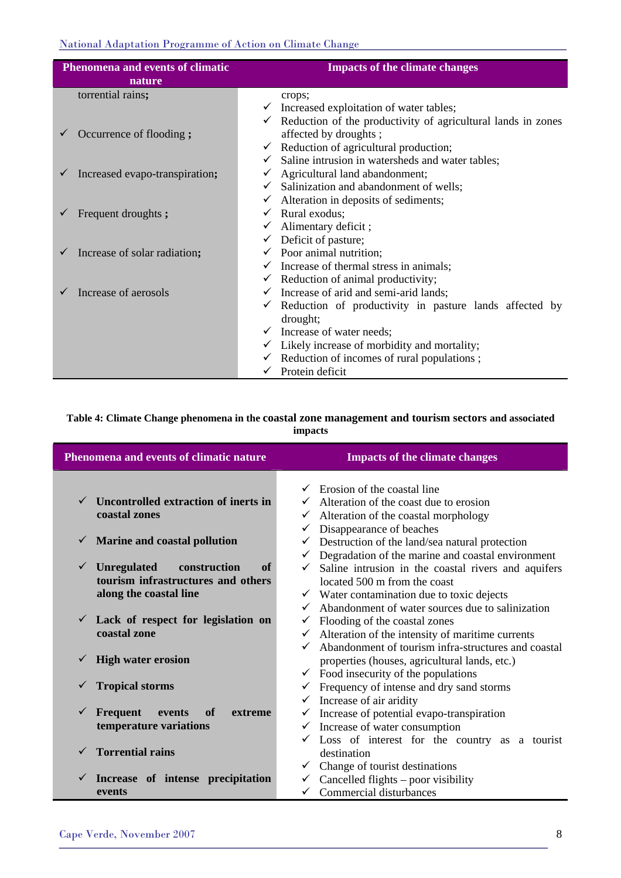| Phenomena and events of climatic nature | Impacts of the climate changes |
| --- | --- |
| torrential rains;<br>✓ Occurrence of flooding ;<br>✓ Increased evapo-transpiration;<br>✓ Frequent droughts ;<br>✓ Increase of solar radiation;<br>✓ Increase of aerosols | crops;<br>✓ Increased exploitation of water tables;<br>✓ Reduction of the productivity of agricultural lands in zones affected by droughts ;<br>✓ Reduction of agricultural production;<br>✓ Saline intrusion in watersheds and water tables;<br>✓ Agricultural land abandonment;<br>✓ Salinization and abandonment of wells;<br>✓ Alteration in deposits of sediments;<br>✓ Rural exodus;<br>✓ Alimentary deficit ;<br>✓ Deficit of pasture;<br>✓ Poor animal nutrition;<br>✓ Increase of thermal stress in animals;<br>✓ Reduction of animal productivity;<br>✓ Increase of arid and semi-arid lands;<br>✓ Reduction of productivity in pasture lands affected by drought;<br>✓ Increase of water needs;<br>✓ Likely increase of morbidity and mortality;<br>✓ Reduction of incomes of rural populations ;<br>✓ Protein deficit |

**Table 4: Climate Change phenomena in the coastal zone management and tourism sectors and associated impacts**

| Phenomena and events of climatic nature | Impacts of the climate changes |
| --- | --- |
| ✓ **Uncontrolled extraction of inerts in coastal zones**<br>✓ **Marine and coastal pollution**<br>✓ **Unregulated construction of tourism infrastructures and others along the coastal line**<br>✓ **Lack of respect for legislation on coastal zone**<br>✓ **High water erosion**<br>✓ **Tropical storms**<br>✓ **Frequent events of extreme temperature variations**<br>✓ **Torrential rains**<br>✓ **Increase of intense precipitation events** | ✓ Erosion of the coastal line<br>✓ Alteration of the coast due to erosion<br>✓ Alteration of the coastal morphology<br>✓ Disappearance of beaches<br>✓ Destruction of the land/sea natural protection<br>✓ Degradation of the marine and coastal environment<br>✓ Saline intrusion in the coastal rivers and aquifers located 500 m from the coast<br>✓ Water contamination due to toxic dejects<br>✓ Abandonment of water sources due to salinization<br>✓ Flooding of the coastal zones<br>✓ Alteration of the intensity of maritime currents<br>✓ Abandonment of tourism infra-structures and coastal properties (houses, agricultural lands, etc.)<br>✓ Food insecurity of the populations<br>✓ Frequency of intense and dry sand storms<br>✓ Increase of air aridity<br>✓ Increase of potential evapo-transpiration<br>✓ Increase of water consumption<br>✓ Loss of interest for the country as a tourist destination<br>✓ Change of tourist destinations<br>✓ Cancelled flights – poor visibility<br>✓ Commercial disturbances |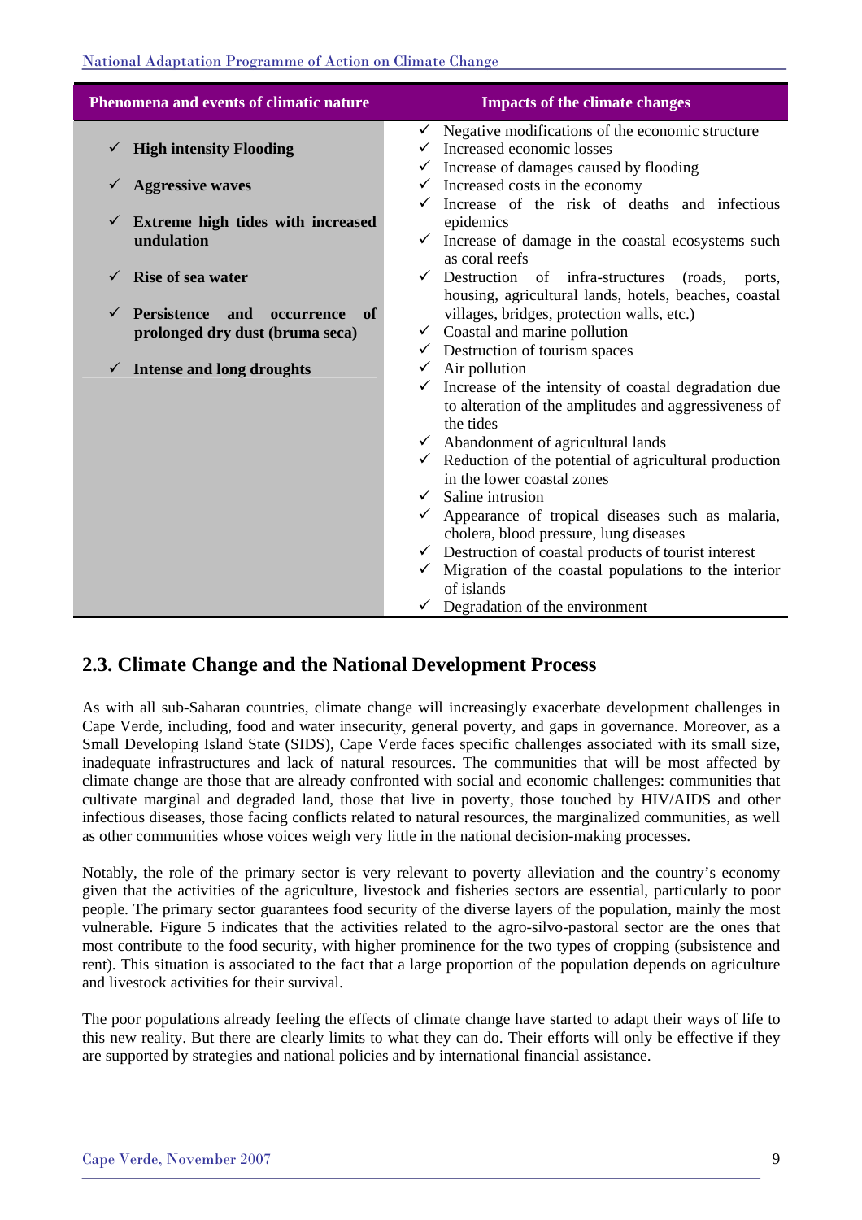| Phenomena and events of climatic nature | Impacts of the climate changes |
|---|---|
| ✓ **High intensity Flooding**<br>✓ **Aggressive waves**<br>✓ **Extreme high tides with increased undulation**<br>✓ **Rise of sea water**<br>✓ **Persistence and occurrence of prolonged dry dust (bruma seca)**<br>✓ **Intense and long droughts** | ✓ Negative modifications of the economic structure<br>✓ Increased economic losses<br>✓ Increase of damages caused by flooding<br>✓ Increased costs in the economy<br>✓ Increase of the risk of deaths and infectious epidemics<br>✓ Increase of damage in the coastal ecosystems such as coral reefs<br>✓ Destruction of infra-structures (roads, ports, housing, agricultural lands, hotels, beaches, coastal villages, bridges, protection walls, etc.)<br>✓ Coastal and marine pollution<br>✓ Destruction of tourism spaces<br>✓ Air pollution<br>✓ Increase of the intensity of coastal degradation due to alteration of the amplitudes and aggressiveness of the tides<br>✓ Abandonment of agricultural lands<br>✓ Reduction of the potential of agricultural production in the lower coastal zones<br>✓ Saline intrusion<br>✓ Appearance of tropical diseases such as malaria, cholera, blood pressure, lung diseases<br>✓ Destruction of coastal products of tourist interest<br>✓ Migration of the coastal populations to the interior of islands<br>✓ Degradation of the environment |

## 2.3. Climate Change and the National Development Process

As with all sub-Saharan countries, climate change will increasingly exacerbate development challenges in Cape Verde, including, food and water insecurity, general poverty, and gaps in governance. Moreover, as a Small Developing Island State (SIDS), Cape Verde faces specific challenges associated with its small size, inadequate infrastructures and lack of natural resources. The communities that will be most affected by climate change are those that are already confronted with social and economic challenges: communities that cultivate marginal and degraded land, those that live in poverty, those touched by HIV/AIDS and other infectious diseases, those facing conflicts related to natural resources, the marginalized communities, as well as other communities whose voices weigh very little in the national decision-making processes.

Notably, the role of the primary sector is very relevant to poverty alleviation and the country's economy given that the activities of the agriculture, livestock and fisheries sectors are essential, particularly to poor people. The primary sector guarantees food security of the diverse layers of the population, mainly the most vulnerable. Figure 5 indicates that the activities related to the agro-silvo-pastoral sector are the ones that most contribute to the food security, with higher prominence for the two types of cropping (subsistence and rent). This situation is associated to the fact that a large proportion of the population depends on agriculture and livestock activities for their survival.

The poor populations already feeling the effects of climate change have started to adapt their ways of life to this new reality. But there are clearly limits to what they can do. Their efforts will only be effective if they are supported by strategies and national policies and by international financial assistance.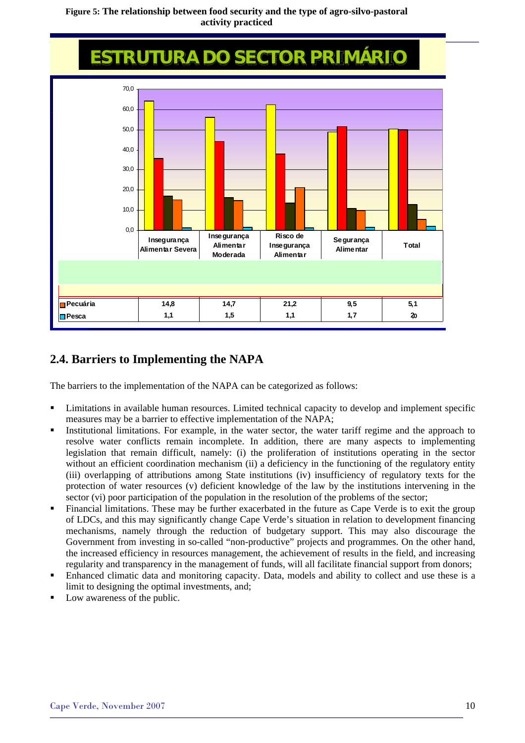**Figure 5: The relationship between food security and the type of agro-silvo-pastoral activity practiced**

**ESTRUTURA DO SECTOR PRIMÁRIO**

| | Insegurança Alimentar Severa | Insegurança Alimentar Moderada | Risco de Insegurança Alimentar | Segurança Alimentar | Total |
|---|---|---|---|---|---|
| Pecuária | 14,8 | 14,7 | 21,2 | 9,5 | 5,1 |
| Pesca | 1,1 | 1,5 | 1,1 | 1,7 | 2,0 |

## 2.4. Barriers to Implementing the NAPA

The barriers to the implementation of the NAPA can be categorized as follows:

- Limitations in available human resources. Limited technical capacity to develop and implement specific measures may be a barrier to effective implementation of the NAPA;
- Institutional limitations. For example, in the water sector, the water tariff regime and the approach to resolve water conflicts remain incomplete. In addition, there are many aspects to implementing legislation that remain difficult, namely: (i) the proliferation of institutions operating in the sector without an efficient coordination mechanism (ii) a deficiency in the functioning of the regulatory entity (iii) overlapping of attributions among State institutions (iv) insufficiency of regulatory texts for the protection of water resources (v) deficient knowledge of the law by the institutions intervening in the sector (vi) poor participation of the population in the resolution of the problems of the sector;
- Financial limitations. These may be further exacerbated in the future as Cape Verde is to exit the group of LDCs, and this may significantly change Cape Verde's situation in relation to development financing mechanisms, namely through the reduction of budgetary support. This may also discourage the Government from investing in so-called "non-productive" projects and programmes. On the other hand, the increased efficiency in resources management, the achievement of results in the field, and increasing regularity and transparency in the management of funds, will all facilitate financial support from donors;
- Enhanced climatic data and monitoring capacity. Data, models and ability to collect and use these is a limit to designing the optimal investments, and;
- Low awareness of the public.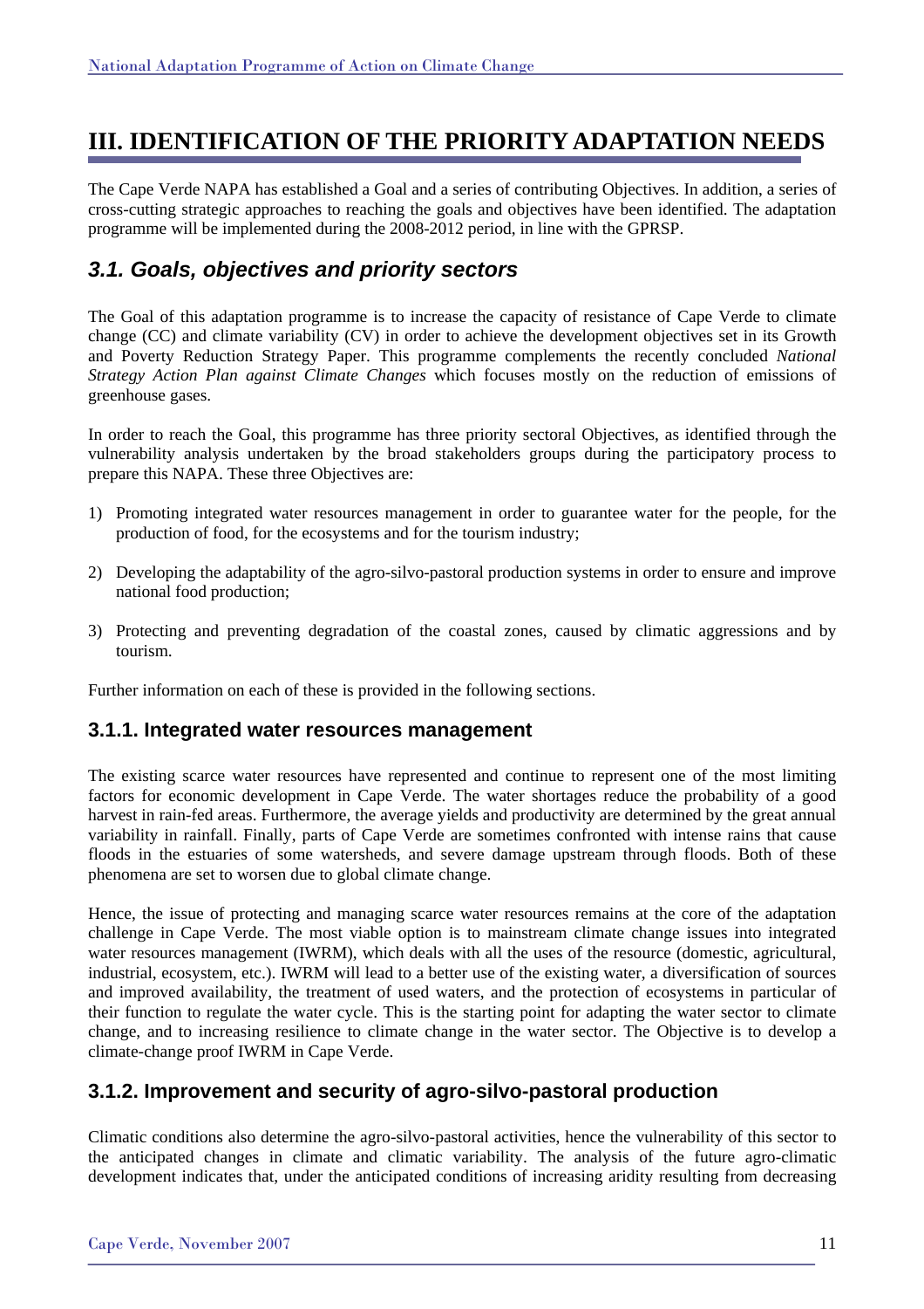# III. IDENTIFICATION OF THE PRIORITY ADAPTATION NEEDS

The Cape Verde NAPA has established a Goal and a series of contributing Objectives. In addition, a series of cross-cutting strategic approaches to reaching the goals and objectives have been identified. The adaptation programme will be implemented during the 2008-2012 period, in line with the GPRSP.

## *3.1. Goals, objectives and priority sectors*

The Goal of this adaptation programme is to increase the capacity of resistance of Cape Verde to climate change (CC) and climate variability (CV) in order to achieve the development objectives set in its Growth and Poverty Reduction Strategy Paper. This programme complements the recently concluded *National Strategy Action Plan against Climate Changes* which focuses mostly on the reduction of emissions of greenhouse gases.

In order to reach the Goal, this programme has three priority sectoral Objectives, as identified through the vulnerability analysis undertaken by the broad stakeholders groups during the participatory process to prepare this NAPA. These three Objectives are:

1) Promoting integrated water resources management in order to guarantee water for the people, for the production of food, for the ecosystems and for the tourism industry;

2) Developing the adaptability of the agro-silvo-pastoral production systems in order to ensure and improve national food production;

3) Protecting and preventing degradation of the coastal zones, caused by climatic aggressions and by tourism.

Further information on each of these is provided in the following sections.

### 3.1.1. Integrated water resources management

The existing scarce water resources have represented and continue to represent one of the most limiting factors for economic development in Cape Verde. The water shortages reduce the probability of a good harvest in rain-fed areas. Furthermore, the average yields and productivity are determined by the great annual variability in rainfall. Finally, parts of Cape Verde are sometimes confronted with intense rains that cause floods in the estuaries of some watersheds, and severe damage upstream through floods. Both of these phenomena are set to worsen due to global climate change.

Hence, the issue of protecting and managing scarce water resources remains at the core of the adaptation challenge in Cape Verde. The most viable option is to mainstream climate change issues into integrated water resources management (IWRM), which deals with all the uses of the resource (domestic, agricultural, industrial, ecosystem, etc.). IWRM will lead to a better use of the existing water, a diversification of sources and improved availability, the treatment of used waters, and the protection of ecosystems in particular of their function to regulate the water cycle. This is the starting point for adapting the water sector to climate change, and to increasing resilience to climate change in the water sector. The Objective is to develop a climate-change proof IWRM in Cape Verde.

### 3.1.2. Improvement and security of agro-silvo-pastoral production

Climatic conditions also determine the agro-silvo-pastoral activities, hence the vulnerability of this sector to the anticipated changes in climate and climatic variability. The analysis of the future agro-climatic development indicates that, under the anticipated conditions of increasing aridity resulting from decreasing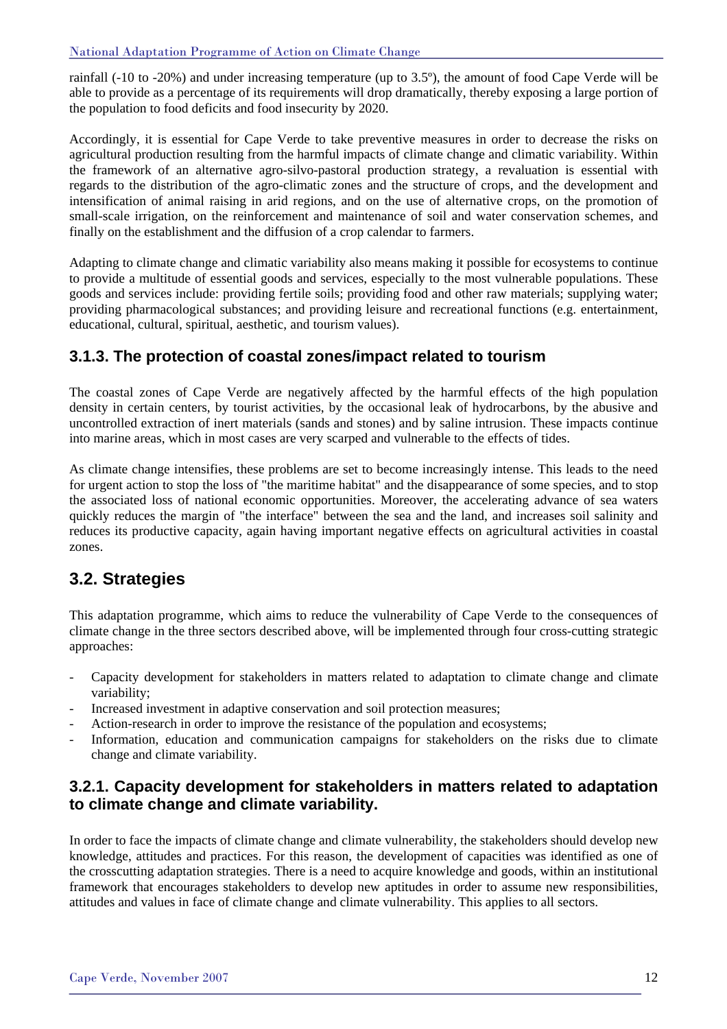rainfall (-10 to -20%) and under increasing temperature (up to 3.5º), the amount of food Cape Verde will be able to provide as a percentage of its requirements will drop dramatically, thereby exposing a large portion of the population to food deficits and food insecurity by 2020.

Accordingly, it is essential for Cape Verde to take preventive measures in order to decrease the risks on agricultural production resulting from the harmful impacts of climate change and climatic variability. Within the framework of an alternative agro-silvo-pastoral production strategy, a revaluation is essential with regards to the distribution of the agro-climatic zones and the structure of crops, and the development and intensification of animal raising in arid regions, and on the use of alternative crops, on the promotion of small-scale irrigation, on the reinforcement and maintenance of soil and water conservation schemes, and finally on the establishment and the diffusion of a crop calendar to farmers.

Adapting to climate change and climatic variability also means making it possible for ecosystems to continue to provide a multitude of essential goods and services, especially to the most vulnerable populations. These goods and services include: providing fertile soils; providing food and other raw materials; supplying water; providing pharmacological substances; and providing leisure and recreational functions (e.g. entertainment, educational, cultural, spiritual, aesthetic, and tourism values).

### 3.1.3. The protection of coastal zones/impact related to tourism

The coastal zones of Cape Verde are negatively affected by the harmful effects of the high population density in certain centers, by tourist activities, by the occasional leak of hydrocarbons, by the abusive and uncontrolled extraction of inert materials (sands and stones) and by saline intrusion. These impacts continue into marine areas, which in most cases are very scarped and vulnerable to the effects of tides.

As climate change intensifies, these problems are set to become increasingly intense. This leads to the need for urgent action to stop the loss of "the maritime habitat" and the disappearance of some species, and to stop the associated loss of national economic opportunities. Moreover, the accelerating advance of sea waters quickly reduces the margin of "the interface" between the sea and the land, and increases soil salinity and reduces its productive capacity, again having important negative effects on agricultural activities in coastal zones.

## 3.2. Strategies

This adaptation programme, which aims to reduce the vulnerability of Cape Verde to the consequences of climate change in the three sectors described above, will be implemented through four cross-cutting strategic approaches:

- Capacity development for stakeholders in matters related to adaptation to climate change and climate variability;
- Increased investment in adaptive conservation and soil protection measures;
- Action-research in order to improve the resistance of the population and ecosystems;
- Information, education and communication campaigns for stakeholders on the risks due to climate change and climate variability.

### 3.2.1. Capacity development for stakeholders in matters related to adaptation to climate change and climate variability.

In order to face the impacts of climate change and climate vulnerability, the stakeholders should develop new knowledge, attitudes and practices. For this reason, the development of capacities was identified as one of the crosscutting adaptation strategies. There is a need to acquire knowledge and goods, within an institutional framework that encourages stakeholders to develop new aptitudes in order to assume new responsibilities, attitudes and values in face of climate change and climate vulnerability. This applies to all sectors.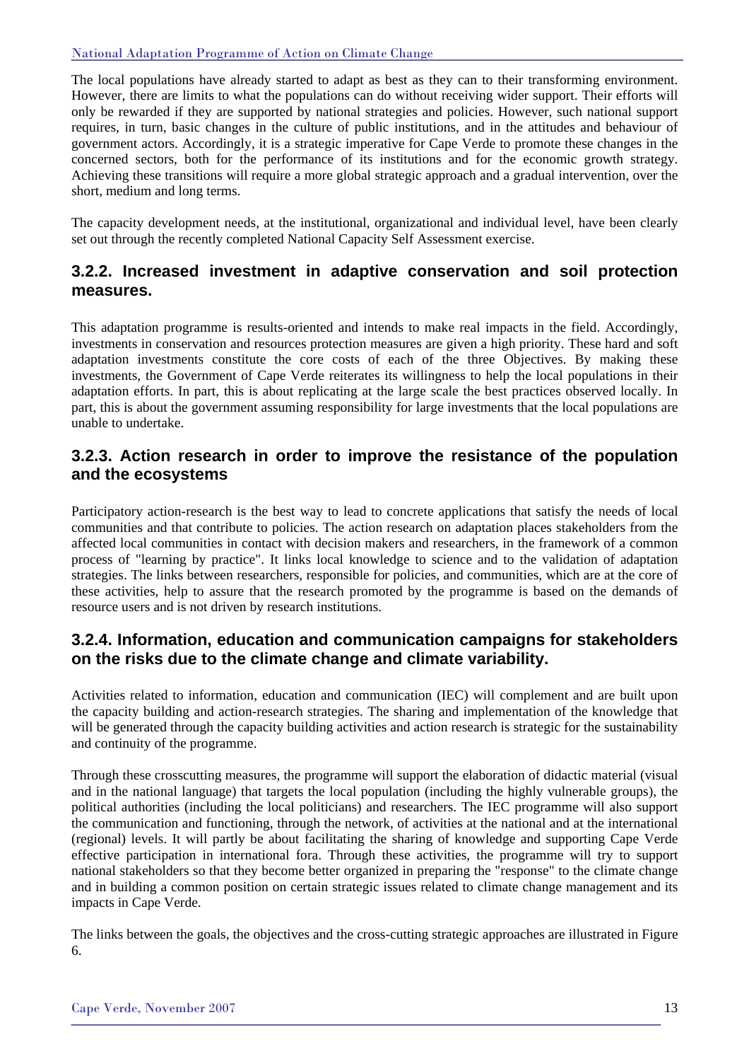The local populations have already started to adapt as best as they can to their transforming environment. However, there are limits to what the populations can do without receiving wider support. Their efforts will only be rewarded if they are supported by national strategies and policies. However, such national support requires, in turn, basic changes in the culture of public institutions, and in the attitudes and behaviour of government actors. Accordingly, it is a strategic imperative for Cape Verde to promote these changes in the concerned sectors, both for the performance of its institutions and for the economic growth strategy. Achieving these transitions will require a more global strategic approach and a gradual intervention, over the short, medium and long terms.

The capacity development needs, at the institutional, organizational and individual level, have been clearly set out through the recently completed National Capacity Self Assessment exercise.

### 3.2.2. Increased investment in adaptive conservation and soil protection measures.

This adaptation programme is results-oriented and intends to make real impacts in the field. Accordingly, investments in conservation and resources protection measures are given a high priority. These hard and soft adaptation investments constitute the core costs of each of the three Objectives. By making these investments, the Government of Cape Verde reiterates its willingness to help the local populations in their adaptation efforts. In part, this is about replicating at the large scale the best practices observed locally. In part, this is about the government assuming responsibility for large investments that the local populations are unable to undertake.

### 3.2.3. Action research in order to improve the resistance of the population and the ecosystems

Participatory action-research is the best way to lead to concrete applications that satisfy the needs of local communities and that contribute to policies. The action research on adaptation places stakeholders from the affected local communities in contact with decision makers and researchers, in the framework of a common process of "learning by practice". It links local knowledge to science and to the validation of adaptation strategies. The links between researchers, responsible for policies, and communities, which are at the core of these activities, help to assure that the research promoted by the programme is based on the demands of resource users and is not driven by research institutions.

### 3.2.4. Information, education and communication campaigns for stakeholders on the risks due to the climate change and climate variability.

Activities related to information, education and communication (IEC) will complement and are built upon the capacity building and action-research strategies. The sharing and implementation of the knowledge that will be generated through the capacity building activities and action research is strategic for the sustainability and continuity of the programme.

Through these crosscutting measures, the programme will support the elaboration of didactic material (visual and in the national language) that targets the local population (including the highly vulnerable groups), the political authorities (including the local politicians) and researchers. The IEC programme will also support the communication and functioning, through the network, of activities at the national and at the international (regional) levels. It will partly be about facilitating the sharing of knowledge and supporting Cape Verde effective participation in international fora. Through these activities, the programme will try to support national stakeholders so that they become better organized in preparing the "response" to the climate change and in building a common position on certain strategic issues related to climate change management and its impacts in Cape Verde.

The links between the goals, the objectives and the cross-cutting strategic approaches are illustrated in Figure 6.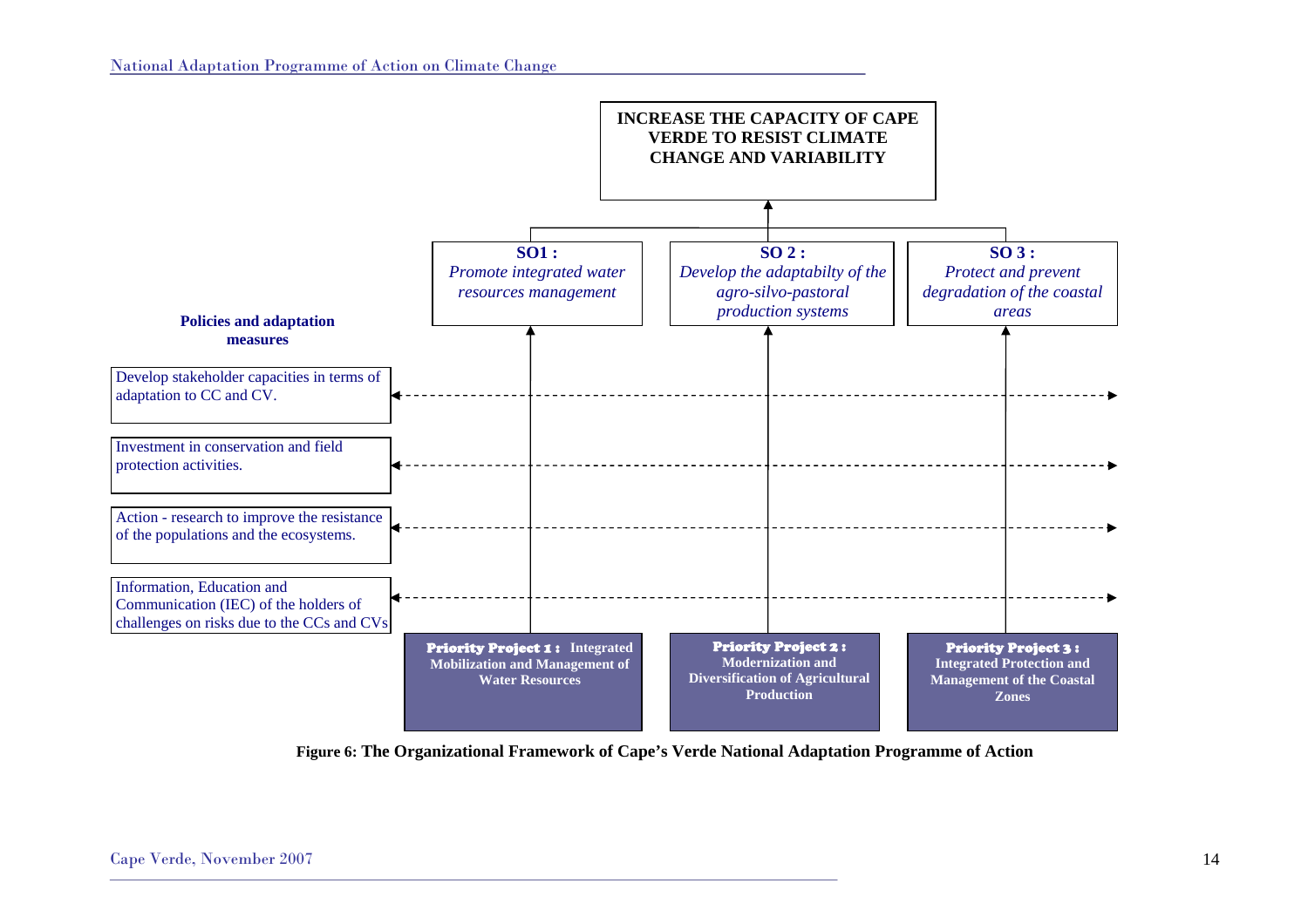**INCREASE THE CAPACITY OF CAPE VERDE TO RESIST CLIMATE CHANGE AND VARIABILITY**

**SO1 :** *Promote integrated water resources management*

**SO 2 :** *Develop the adaptabilty of the agro-silvo-pastoral production systems*

**SO 3 :** *Protect and prevent degradation of the coastal areas*

**Policies and adaptation measures**

- Develop stakeholder capacities in terms of adaptation to CC and CV.
- Investment in conservation and field protection activities.
- Action - research to improve the resistance of the populations and the ecosystems.
- Information, Education and Communication (IEC) of the holders of challenges on risks due to the CCs and CVs

**Priority Project 1 : Integrated Mobilization and Management of Water Resources**

**Priority Project 2 : Modernization and Diversification of Agricultural Production**

**Priority Project 3 : Integrated Protection and Management of the Coastal Zones**

**Figure 6: The Organizational Framework of Cape's Verde National Adaptation Programme of Action**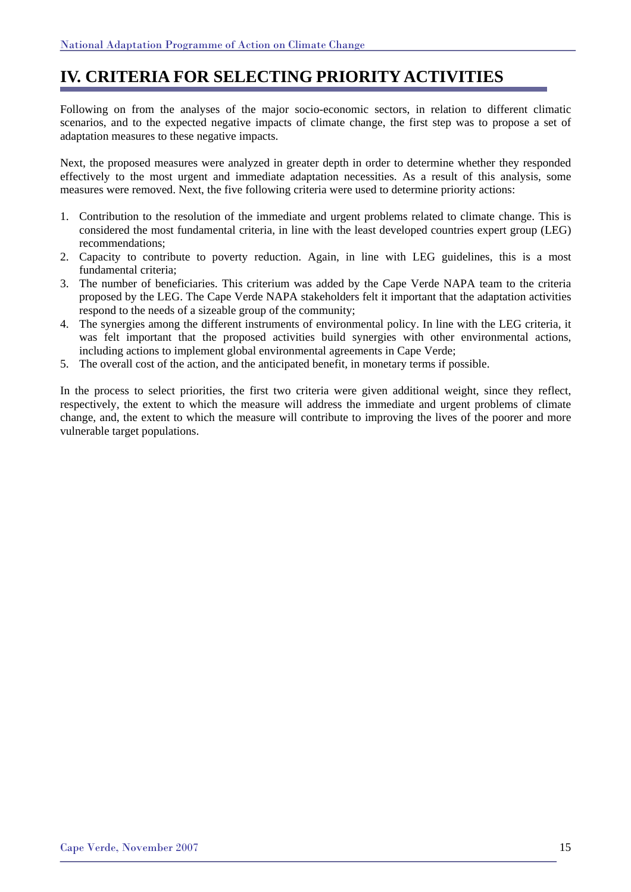# IV. CRITERIA FOR SELECTING PRIORITY ACTIVITIES

Following on from the analyses of the major socio-economic sectors, in relation to different climatic scenarios, and to the expected negative impacts of climate change, the first step was to propose a set of adaptation measures to these negative impacts.

Next, the proposed measures were analyzed in greater depth in order to determine whether they responded effectively to the most urgent and immediate adaptation necessities. As a result of this analysis, some measures were removed. Next, the five following criteria were used to determine priority actions:

1. Contribution to the resolution of the immediate and urgent problems related to climate change. This is considered the most fundamental criteria, in line with the least developed countries expert group (LEG) recommendations;
2. Capacity to contribute to poverty reduction. Again, in line with LEG guidelines, this is a most fundamental criteria;
3. The number of beneficiaries. This criterium was added by the Cape Verde NAPA team to the criteria proposed by the LEG. The Cape Verde NAPA stakeholders felt it important that the adaptation activities respond to the needs of a sizeable group of the community;
4. The synergies among the different instruments of environmental policy. In line with the LEG criteria, it was felt important that the proposed activities build synergies with other environmental actions, including actions to implement global environmental agreements in Cape Verde;
5. The overall cost of the action, and the anticipated benefit, in monetary terms if possible.

In the process to select priorities, the first two criteria were given additional weight, since they reflect, respectively, the extent to which the measure will address the immediate and urgent problems of climate change, and, the extent to which the measure will contribute to improving the lives of the poorer and more vulnerable target populations.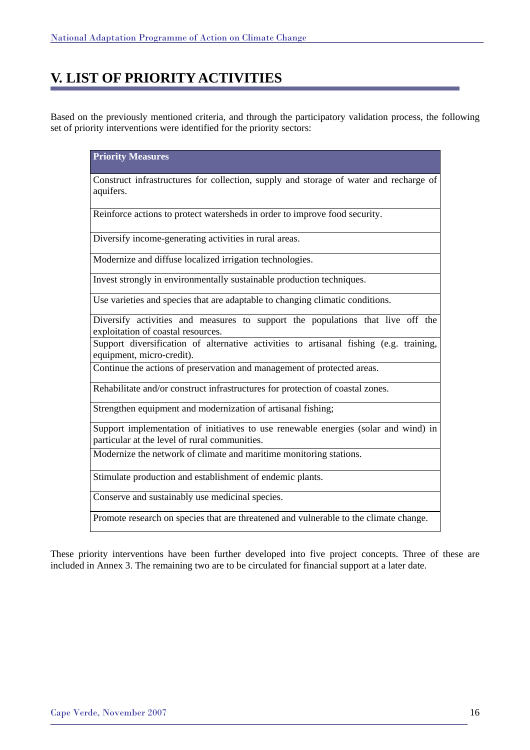# V. LIST OF PRIORITY ACTIVITIES

Based on the previously mentioned criteria, and through the participatory validation process, the following set of priority interventions were identified for the priority sectors:

| Priority Measures |
| --- |
| Construct infrastructures for collection, supply and storage of water and recharge of aquifers. |
| Reinforce actions to protect watersheds in order to improve food security. |
| Diversify income-generating activities in rural areas. |
| Modernize and diffuse localized irrigation technologies. |
| Invest strongly in environmentally sustainable production techniques. |
| Use varieties and species that are adaptable to changing climatic conditions. |
| Diversify activities and measures to support the populations that live off the exploitation of coastal resources. |
| Support diversification of alternative activities to artisanal fishing (e.g. training, equipment, micro-credit). |
| Continue the actions of preservation and management of protected areas. |
| Rehabilitate and/or construct infrastructures for protection of coastal zones. |
| Strengthen equipment and modernization of artisanal fishing; |
| Support implementation of initiatives to use renewable energies (solar and wind) in particular at the level of rural communities. |
| Modernize the network of climate and maritime monitoring stations. |
| Stimulate production and establishment of endemic plants. |
| Conserve and sustainably use medicinal species. |
| Promote research on species that are threatened and vulnerable to the climate change. |

These priority interventions have been further developed into five project concepts. Three of these are included in Annex 3. The remaining two are to be circulated for financial support at a later date.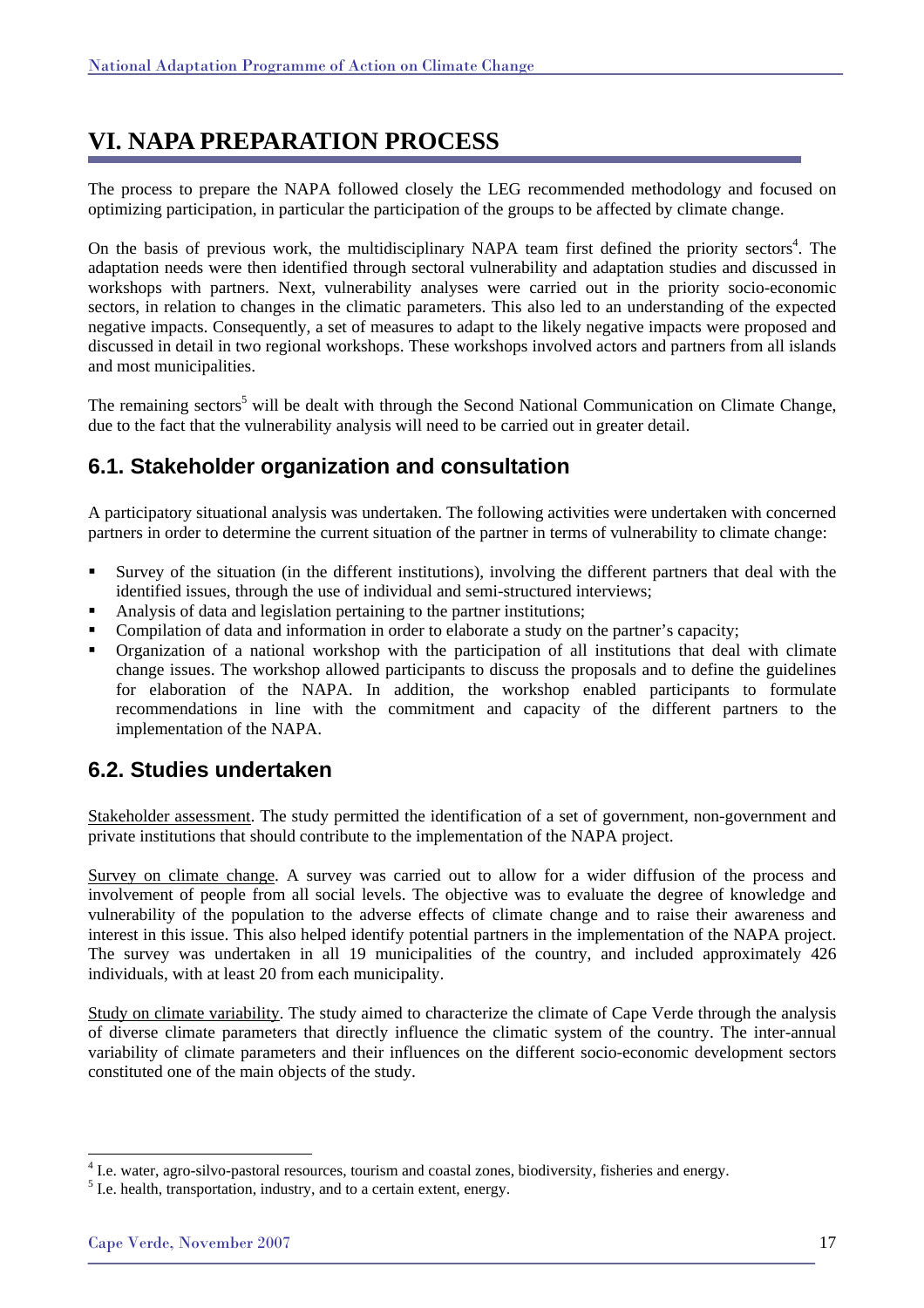# VI. NAPA PREPARATION PROCESS

The process to prepare the NAPA followed closely the LEG recommended methodology and focused on optimizing participation, in particular the participation of the groups to be affected by climate change.

On the basis of previous work, the multidisciplinary NAPA team first defined the priority sectors[4]. The adaptation needs were then identified through sectoral vulnerability and adaptation studies and discussed in workshops with partners. Next, vulnerability analyses were carried out in the priority socio-economic sectors, in relation to changes in the climatic parameters. This also led to an understanding of the expected negative impacts. Consequently, a set of measures to adapt to the likely negative impacts were proposed and discussed in detail in two regional workshops. These workshops involved actors and partners from all islands and most municipalities.

The remaining sectors[5] will be dealt with through the Second National Communication on Climate Change, due to the fact that the vulnerability analysis will need to be carried out in greater detail.

## 6.1. Stakeholder organization and consultation

A participatory situational analysis was undertaken. The following activities were undertaken with concerned partners in order to determine the current situation of the partner in terms of vulnerability to climate change:

- Survey of the situation (in the different institutions), involving the different partners that deal with the identified issues, through the use of individual and semi-structured interviews;
- Analysis of data and legislation pertaining to the partner institutions;
- Compilation of data and information in order to elaborate a study on the partner's capacity;
- Organization of a national workshop with the participation of all institutions that deal with climate change issues. The workshop allowed participants to discuss the proposals and to define the guidelines for elaboration of the NAPA. In addition, the workshop enabled participants to formulate recommendations in line with the commitment and capacity of the different partners to the implementation of the NAPA.

## 6.2. Studies undertaken

Stakeholder assessment. The study permitted the identification of a set of government, non-government and private institutions that should contribute to the implementation of the NAPA project.

Survey on climate change. A survey was carried out to allow for a wider diffusion of the process and involvement of people from all social levels. The objective was to evaluate the degree of knowledge and vulnerability of the population to the adverse effects of climate change and to raise their awareness and interest in this issue. This also helped identify potential partners in the implementation of the NAPA project. The survey was undertaken in all 19 municipalities of the country, and included approximately 426 individuals, with at least 20 from each municipality.

Study on climate variability. The study aimed to characterize the climate of Cape Verde through the analysis of diverse climate parameters that directly influence the climatic system of the country. The inter-annual variability of climate parameters and their influences on the different socio-economic development sectors constituted one of the main objects of the study.

[4] I.e. water, agro-silvo-pastoral resources, tourism and coastal zones, biodiversity, fisheries and energy.

[5] I.e. health, transportation, industry, and to a certain extent, energy.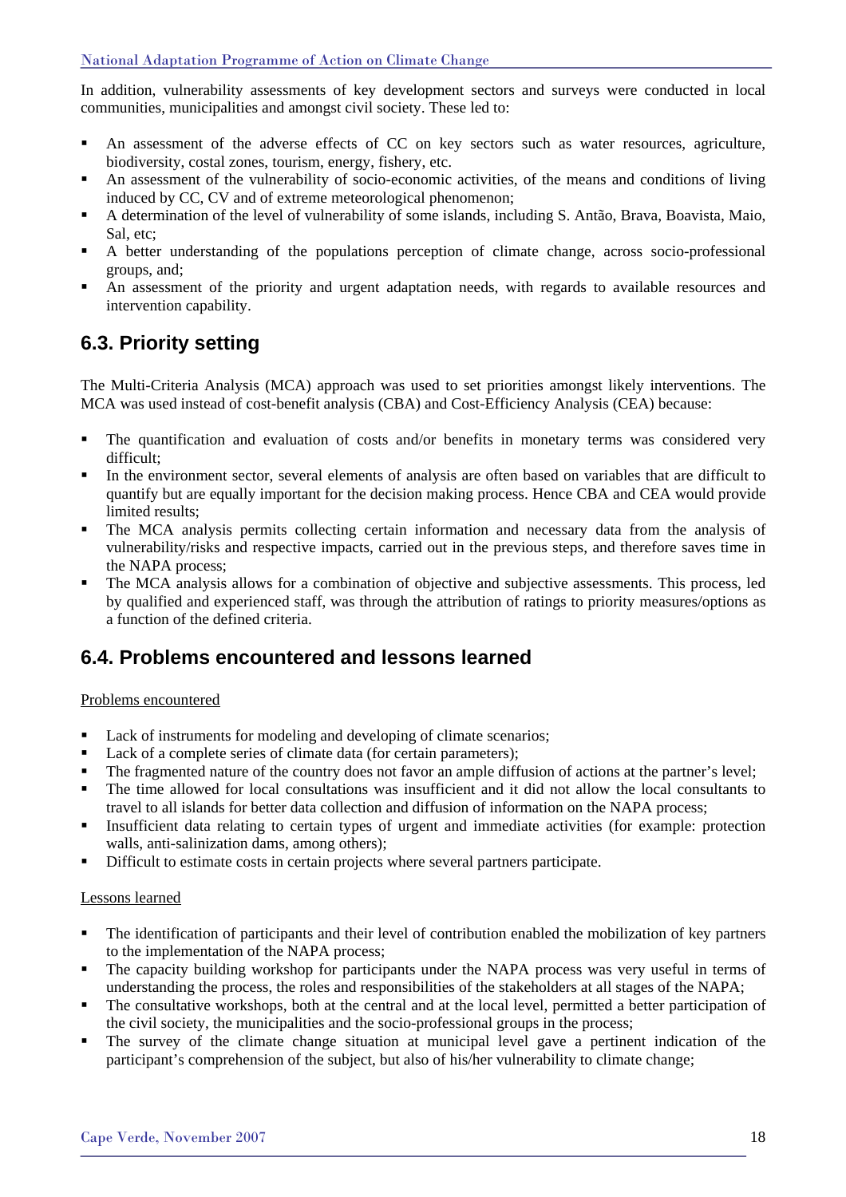In addition, vulnerability assessments of key development sectors and surveys were conducted in local communities, municipalities and amongst civil society. These led to:

- An assessment of the adverse effects of CC on key sectors such as water resources, agriculture, biodiversity, costal zones, tourism, energy, fishery, etc.
- An assessment of the vulnerability of socio-economic activities, of the means and conditions of living induced by CC, CV and of extreme meteorological phenomenon;
- A determination of the level of vulnerability of some islands, including S. Antão, Brava, Boavista, Maio, Sal, etc;
- A better understanding of the populations perception of climate change, across socio-professional groups, and;
- An assessment of the priority and urgent adaptation needs, with regards to available resources and intervention capability.

## 6.3. Priority setting

The Multi-Criteria Analysis (MCA) approach was used to set priorities amongst likely interventions. The MCA was used instead of cost-benefit analysis (CBA) and Cost-Efficiency Analysis (CEA) because:

- The quantification and evaluation of costs and/or benefits in monetary terms was considered very difficult;
- In the environment sector, several elements of analysis are often based on variables that are difficult to quantify but are equally important for the decision making process. Hence CBA and CEA would provide limited results;
- The MCA analysis permits collecting certain information and necessary data from the analysis of vulnerability/risks and respective impacts, carried out in the previous steps, and therefore saves time in the NAPA process;
- The MCA analysis allows for a combination of objective and subjective assessments. This process, led by qualified and experienced staff, was through the attribution of ratings to priority measures/options as a function of the defined criteria.

## 6.4. Problems encountered and lessons learned

Problems encountered

- Lack of instruments for modeling and developing of climate scenarios;
- Lack of a complete series of climate data (for certain parameters);
- The fragmented nature of the country does not favor an ample diffusion of actions at the partner's level;
- The time allowed for local consultations was insufficient and it did not allow the local consultants to travel to all islands for better data collection and diffusion of information on the NAPA process;
- Insufficient data relating to certain types of urgent and immediate activities (for example: protection walls, anti-salinization dams, among others);
- Difficult to estimate costs in certain projects where several partners participate.

Lessons learned

- The identification of participants and their level of contribution enabled the mobilization of key partners to the implementation of the NAPA process;
- The capacity building workshop for participants under the NAPA process was very useful in terms of understanding the process, the roles and responsibilities of the stakeholders at all stages of the NAPA;
- The consultative workshops, both at the central and at the local level, permitted a better participation of the civil society, the municipalities and the socio-professional groups in the process;
- The survey of the climate change situation at municipal level gave a pertinent indication of the participant's comprehension of the subject, but also of his/her vulnerability to climate change;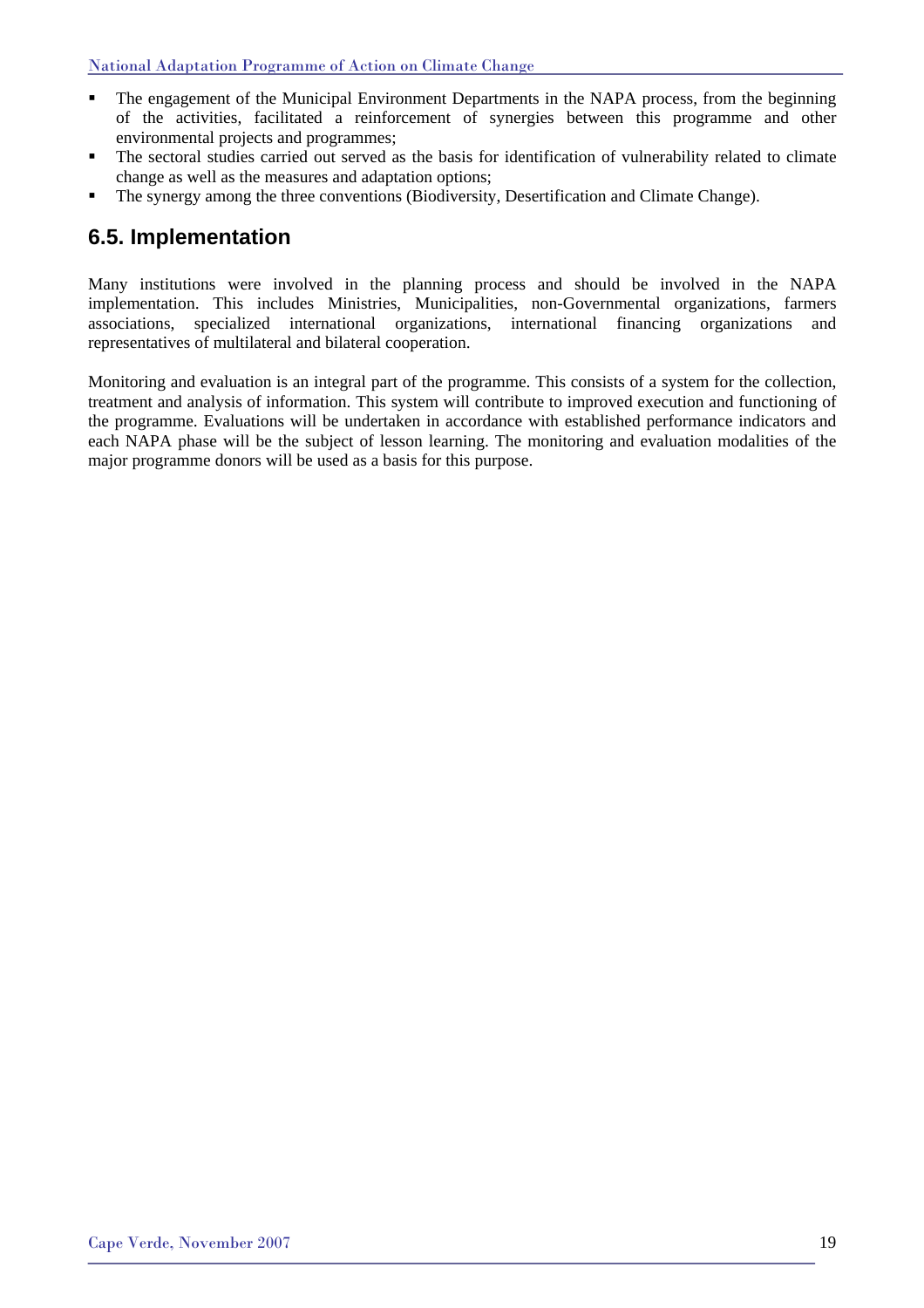- The engagement of the Municipal Environment Departments in the NAPA process, from the beginning of the activities, facilitated a reinforcement of synergies between this programme and other environmental projects and programmes;
- The sectoral studies carried out served as the basis for identification of vulnerability related to climate change as well as the measures and adaptation options;
- The synergy among the three conventions (Biodiversity, Desertification and Climate Change).

## 6.5. Implementation

Many institutions were involved in the planning process and should be involved in the NAPA implementation. This includes Ministries, Municipalities, non-Governmental organizations, farmers associations, specialized international organizations, international financing organizations and representatives of multilateral and bilateral cooperation.

Monitoring and evaluation is an integral part of the programme. This consists of a system for the collection, treatment and analysis of information. This system will contribute to improved execution and functioning of the programme. Evaluations will be undertaken in accordance with established performance indicators and each NAPA phase will be the subject of lesson learning. The monitoring and evaluation modalities of the major programme donors will be used as a basis for this purpose.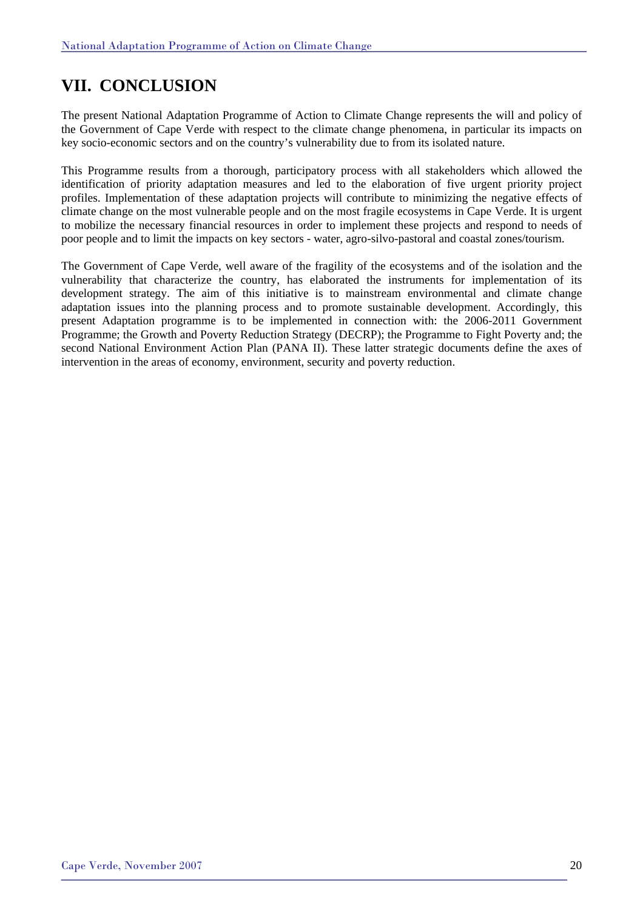# VII. CONCLUSION

The present National Adaptation Programme of Action to Climate Change represents the will and policy of the Government of Cape Verde with respect to the climate change phenomena, in particular its impacts on key socio-economic sectors and on the country's vulnerability due to from its isolated nature.

This Programme results from a thorough, participatory process with all stakeholders which allowed the identification of priority adaptation measures and led to the elaboration of five urgent priority project profiles. Implementation of these adaptation projects will contribute to minimizing the negative effects of climate change on the most vulnerable people and on the most fragile ecosystems in Cape Verde. It is urgent to mobilize the necessary financial resources in order to implement these projects and respond to needs of poor people and to limit the impacts on key sectors - water, agro-silvo-pastoral and coastal zones/tourism.

The Government of Cape Verde, well aware of the fragility of the ecosystems and of the isolation and the vulnerability that characterize the country, has elaborated the instruments for implementation of its development strategy. The aim of this initiative is to mainstream environmental and climate change adaptation issues into the planning process and to promote sustainable development. Accordingly, this present Adaptation programme is to be implemented in connection with: the 2006-2011 Government Programme; the Growth and Poverty Reduction Strategy (DECRP); the Programme to Fight Poverty and; the second National Environment Action Plan (PANA II). These latter strategic documents define the axes of intervention in the areas of economy, environment, security and poverty reduction.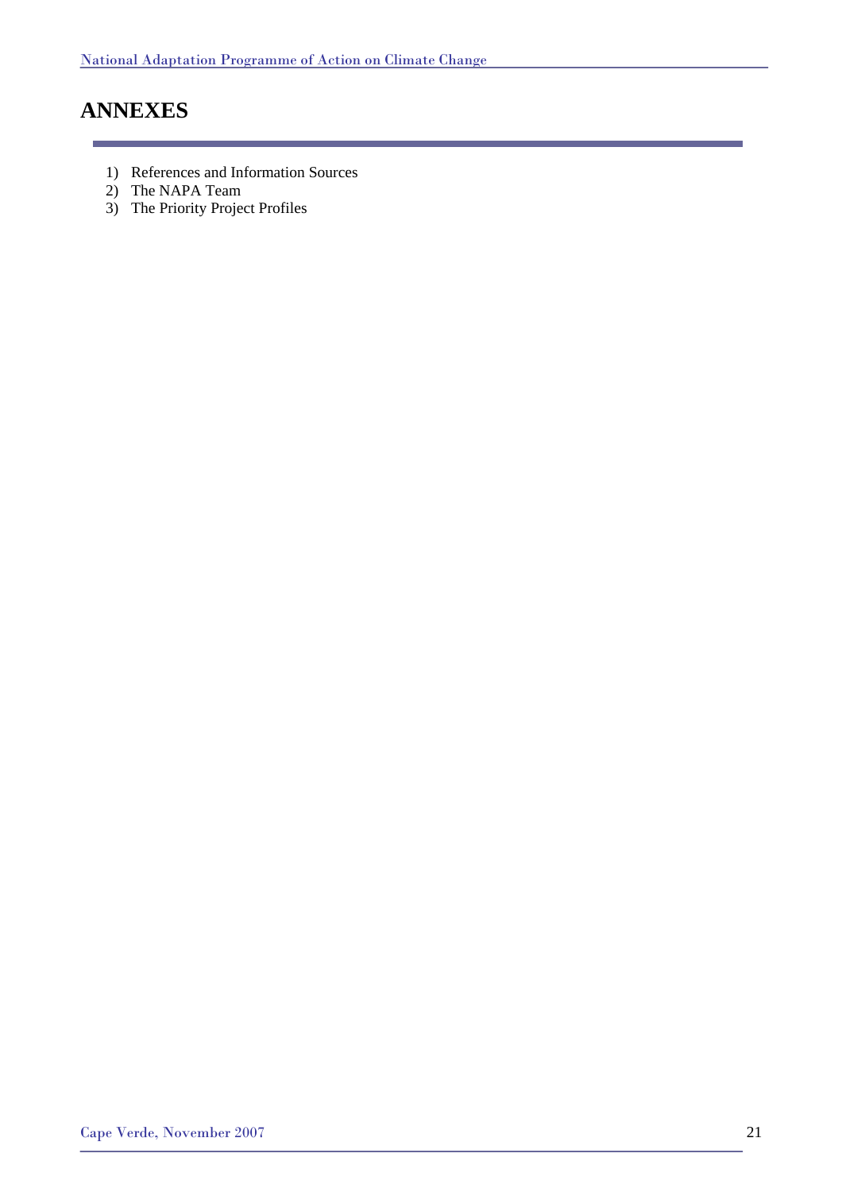# ANNEXES

1) References and Information Sources
2) The NAPA Team
3) The Priority Project Profiles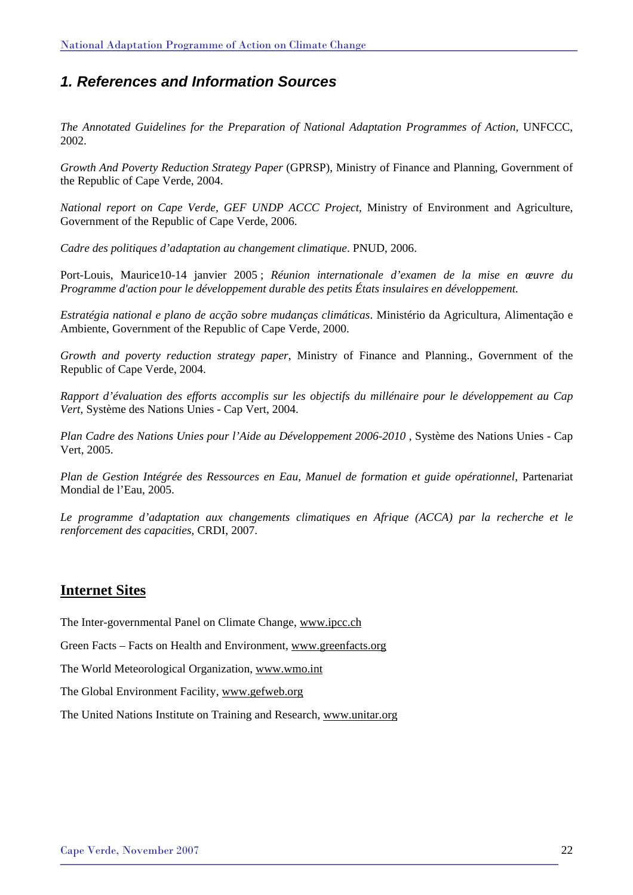## *1. References and Information Sources*

*The Annotated Guidelines for the Preparation of National Adaptation Programmes of Action*, UNFCCC, 2002.

*Growth And Poverty Reduction Strategy Paper* (GPRSP), Ministry of Finance and Planning, Government of the Republic of Cape Verde, 2004.

*National report on Cape Verde, GEF UNDP ACCC Project*, Ministry of Environment and Agriculture, Government of the Republic of Cape Verde, 2006.

*Cadre des politiques d'adaptation au changement climatique*. PNUD, 2006.

Port-Louis, Maurice10-14 janvier 2005 ; *Réunion internationale d'examen de la mise en œuvre du Programme d'action pour le développement durable des petits États insulaires en développement.*

*Estratégia national e plano de acção sobre mudanças climáticas*. Ministério da Agricultura, Alimentação e Ambiente, Government of the Republic of Cape Verde, 2000.

*Growth and poverty reduction strategy paper*, Ministry of Finance and Planning., Government of the Republic of Cape Verde, 2004.

*Rapport d'évaluation des efforts accomplis sur les objectifs du millénaire pour le développement au Cap Vert*, Système des Nations Unies - Cap Vert, 2004.

*Plan Cadre des Nations Unies pour l'Aide au Développement 2006-2010* , Système des Nations Unies - Cap Vert, 2005.

*Plan de Gestion Intégrée des Ressources en Eau, Manuel de formation et guide opérationnel*, Partenariat Mondial de l'Eau, 2005.

*Le programme d'adaptation aux changements climatiques en Afrique (ACCA) par la recherche et le renforcement des capacities*, CRDI, 2007.

## Internet Sites

The Inter-governmental Panel on Climate Change, www.ipcc.ch

Green Facts – Facts on Health and Environment, www.greenfacts.org

The World Meteorological Organization, www.wmo.int

The Global Environment Facility, www.gefweb.org

The United Nations Institute on Training and Research, www.unitar.org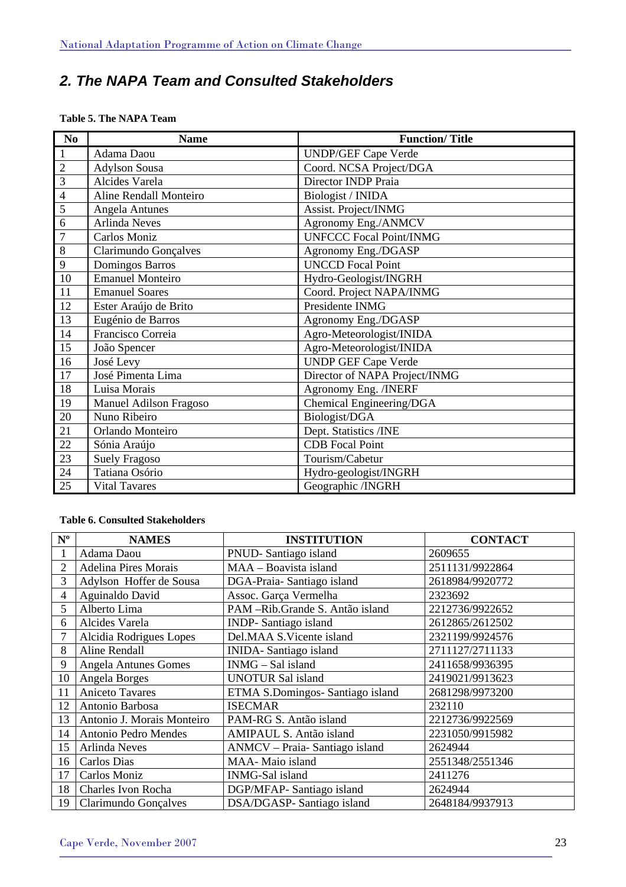## *2. The NAPA Team and Consulted Stakeholders*

**Table 5. The NAPA Team**

| No | Name | Function/ Title |
|---|---|---|
| 1 | Adama Daou | UNDP/GEF Cape Verde |
| 2 | Adylson Sousa | Coord. NCSA Project/DGA |
| 3 | Alcides Varela | Director INDP Praia |
| 4 | Aline Rendall Monteiro | Biologist / INIDA |
| 5 | Angela Antunes | Assist. Project/INMG |
| 6 | Arlinda Neves | Agronomy Eng./ANMCV |
| 7 | Carlos Moniz | UNFCCC Focal Point/INMG |
| 8 | Clarimundo Gonçalves | Agronomy Eng./DGASP |
| 9 | Domingos Barros | UNCCD Focal Point |
| 10 | Emanuel Monteiro | Hydro-Geologist/INGRH |
| 11 | Emanuel Soares | Coord. Project NAPA/INMG |
| 12 | Ester Araújo de Brito | Presidente INMG |
| 13 | Eugénio de Barros | Agronomy Eng./DGASP |
| 14 | Francisco Correia | Agro-Meteorologist/INIDA |
| 15 | João Spencer | Agro-Meteorologist/INIDA |
| 16 | José Levy | UNDP GEF Cape Verde |
| 17 | José Pimenta Lima | Director of NAPA Project/INMG |
| 18 | Luisa Morais | Agronomy Eng. /INERF |
| 19 | Manuel Adilson Fragoso | Chemical Engineering/DGA |
| 20 | Nuno Ribeiro | Biologist/DGA |
| 21 | Orlando Monteiro | Dept. Statistics /INE |
| 22 | Sónia Araújo | CDB Focal Point |
| 23 | Suely Fragoso | Tourism/Cabetur |
| 24 | Tatiana Osório | Hydro-geologist/INGRH |
| 25 | Vital Tavares | Geographic /INGRH |

**Table 6. Consulted Stakeholders**

| Nº | NAMES | INSTITUTION | CONTACT |
|---|---|---|---|
| 1 | Adama Daou | PNUD- Santiago island | 2609655 |
| 2 | Adelina Pires Morais | MAA – Boavista island | 2511131/9922864 |
| 3 | Adylson Hoffer de Sousa | DGA-Praia- Santiago island | 2618984/9920772 |
| 4 | Aguinaldo David | Assoc. Garça Vermelha | 2323692 |
| 5 | Alberto Lima | PAM –Rib.Grande S. Antão island | 2212736/9922652 |
| 6 | Alcides Varela | INDP- Santiago island | 2612865/2612502 |
| 7 | Alcidia Rodrigues Lopes | Del.MAA S.Vicente island | 2321199/9924576 |
| 8 | Aline Rendall | INIDA- Santiago island | 2711127/2711133 |
| 9 | Angela Antunes Gomes | INMG – Sal island | 2411658/9936395 |
| 10 | Angela Borges | UNOTUR Sal island | 2419021/9913623 |
| 11 | Aniceto Tavares | ETMA S.Domingos- Santiago island | 2681298/9973200 |
| 12 | Antonio Barbosa | ISECMAR | 232110 |
| 13 | Antonio J. Morais Monteiro | PAM-RG S. Antão island | 2212736/9922569 |
| 14 | Antonio Pedro Mendes | AMIPAUL S. Antão island | 2231050/9915982 |
| 15 | Arlinda Neves | ANMCV – Praia- Santiago island | 2624944 |
| 16 | Carlos Dias | MAA- Maio island | 2551348/2551346 |
| 17 | Carlos Moniz | INMG-Sal island | 2411276 |
| 18 | Charles Ivon Rocha | DGP/MFAP- Santiago island | 2624944 |
| 19 | Clarimundo Gonçalves | DSA/DGASP- Santiago island | 2648184/9937913 |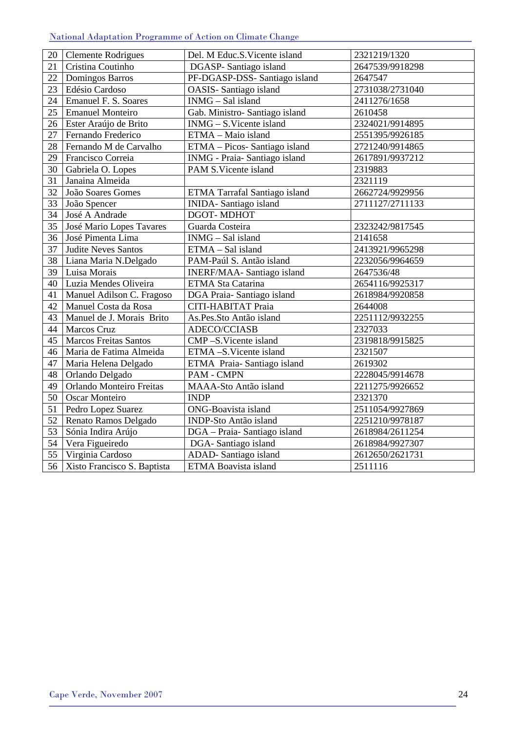| 20 | Clemente Rodrigues | Del. M Educ.S.Vicente island | 2321219/1320 |
|---|---|---|---|
| 21 | Cristina Coutinho | DGASP- Santiago island | 2647539/9918298 |
| 22 | Domingos Barros | PF-DGASP-DSS- Santiago island | 2647547 |
| 23 | Edésio Cardoso | OASIS- Santiago island | 2731038/2731040 |
| 24 | Emanuel F. S. Soares | INMG – Sal island | 2411276/1658 |
| 25 | Emanuel Monteiro | Gab. Ministro- Santiago island | 2610458 |
| 26 | Ester Araújo de Brito | INMG – S.Vicente island | 2324021/9914895 |
| 27 | Fernando Frederico | ETMA – Maio island | 2551395/9926185 |
| 28 | Fernando M de Carvalho | ETMA – Picos- Santiago island | 2721240/9914865 |
| 29 | Francisco Correia | INMG - Praia- Santiago island | 2617891/9937212 |
| 30 | Gabriela O. Lopes | PAM S.Vicente island | 2319883 |
| 31 | Janaina Almeida | | 2321119 |
| 32 | João Soares Gomes | ETMA Tarrafal Santiago island | 2662724/9929956 |
| 33 | João Spencer | INIDA- Santiago island | 2711127/2711133 |
| 34 | José A Andrade | DGOT- MDHOT | |
| 35 | José Mario Lopes Tavares | Guarda Costeira | 2323242/9817545 |
| 36 | José Pimenta Lima | INMG – Sal island | 2141658 |
| 37 | Judite Neves Santos | ETMA – Sal island | 2413921/9965298 |
| 38 | Liana Maria N.Delgado | PAM-Paúl S. Antão island | 2232056/9964659 |
| 39 | Luisa Morais | INERF/MAA- Santiago island | 2647536/48 |
| 40 | Luzia Mendes Oliveira | ETMA Sta Catarina | 2654116/9925317 |
| 41 | Manuel Adilson C. Fragoso | DGA Praia- Santiago island | 2618984/9920858 |
| 42 | Manuel Costa da Rosa | CITI-HABITAT Praia | 2644008 |
| 43 | Manuel de J. Morais Brito | As.Pes.Sto Antão island | 2251112/9932255 |
| 44 | Marcos Cruz | ADECO/CCIASB | 2327033 |
| 45 | Marcos Freitas Santos | CMP –S.Vicente island | 2319818/9915825 |
| 46 | Maria de Fatima Almeida | ETMA –S.Vicente island | 2321507 |
| 47 | Maria Helena Delgado | ETMA Praia- Santiago island | 2619302 |
| 48 | Orlando Delgado | PAM - CMPN | 2228045/9914678 |
| 49 | Orlando Monteiro Freitas | MAAA-Sto Antão island | 2211275/9926652 |
| 50 | Oscar Monteiro | INDP | 2321370 |
| 51 | Pedro Lopez Suarez | ONG-Boavista island | 2511054/9927869 |
| 52 | Renato Ramos Delgado | INDP-Sto Antão island | 2251210/9978187 |
| 53 | Sónia Indira Arújo | DGA – Praia- Santiago island | 2618984/2611254 |
| 54 | Vera Figueiredo | DGA- Santiago island | 2618984/9927307 |
| 55 | Virginia Cardoso | ADAD- Santiago island | 2612650/2621731 |
| 56 | Xisto Francisco S. Baptista | ETMA Boavista island | 2511116 |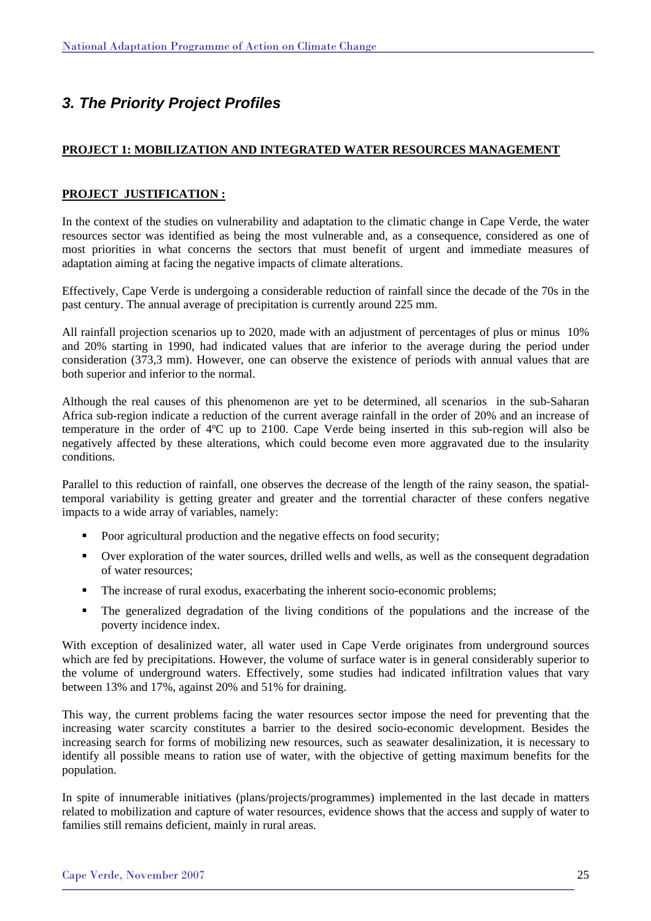# *3. The Priority Project Profiles*

**PROJECT 1: MOBILIZATION AND INTEGRATED WATER RESOURCES MANAGEMENT**

**PROJECT JUSTIFICATION :**

In the context of the studies on vulnerability and adaptation to the climatic change in Cape Verde, the water resources sector was identified as being the most vulnerable and, as a consequence, considered as one of most priorities in what concerns the sectors that must benefit of urgent and immediate measures of adaptation aiming at facing the negative impacts of climate alterations.

Effectively, Cape Verde is undergoing a considerable reduction of rainfall since the decade of the 70s in the past century. The annual average of precipitation is currently around 225 mm.

All rainfall projection scenarios up to 2020, made with an adjustment of percentages of plus or minus 10% and 20% starting in 1990, had indicated values that are inferior to the average during the period under consideration (373,3 mm). However, one can observe the existence of periods with annual values that are both superior and inferior to the normal.

Although the real causes of this phenomenon are yet to be determined, all scenarios in the sub-Saharan Africa sub-region indicate a reduction of the current average rainfall in the order of 20% and an increase of temperature in the order of 4ºC up to 2100. Cape Verde being inserted in this sub-region will also be negatively affected by these alterations, which could become even more aggravated due to the insularity conditions.

Parallel to this reduction of rainfall, one observes the decrease of the length of the rainy season, the spatial-temporal variability is getting greater and greater and the torrential character of these confers negative impacts to a wide array of variables, namely:

- Poor agricultural production and the negative effects on food security;
- Over exploration of the water sources, drilled wells and wells, as well as the consequent degradation of water resources;
- The increase of rural exodus, exacerbating the inherent socio-economic problems;
- The generalized degradation of the living conditions of the populations and the increase of the poverty incidence index.

With exception of desalinized water, all water used in Cape Verde originates from underground sources which are fed by precipitations. However, the volume of surface water is in general considerably superior to the volume of underground waters. Effectively, some studies had indicated infiltration values that vary between 13% and 17%, against 20% and 51% for draining.

This way, the current problems facing the water resources sector impose the need for preventing that the increasing water scarcity constitutes a barrier to the desired socio-economic development. Besides the increasing search for forms of mobilizing new resources, such as seawater desalinization, it is necessary to identify all possible means to ration use of water, with the objective of getting maximum benefits for the population.

In spite of innumerable initiatives (plans/projects/programmes) implemented in the last decade in matters related to mobilization and capture of water resources, evidence shows that the access and supply of water to families still remains deficient, mainly in rural areas.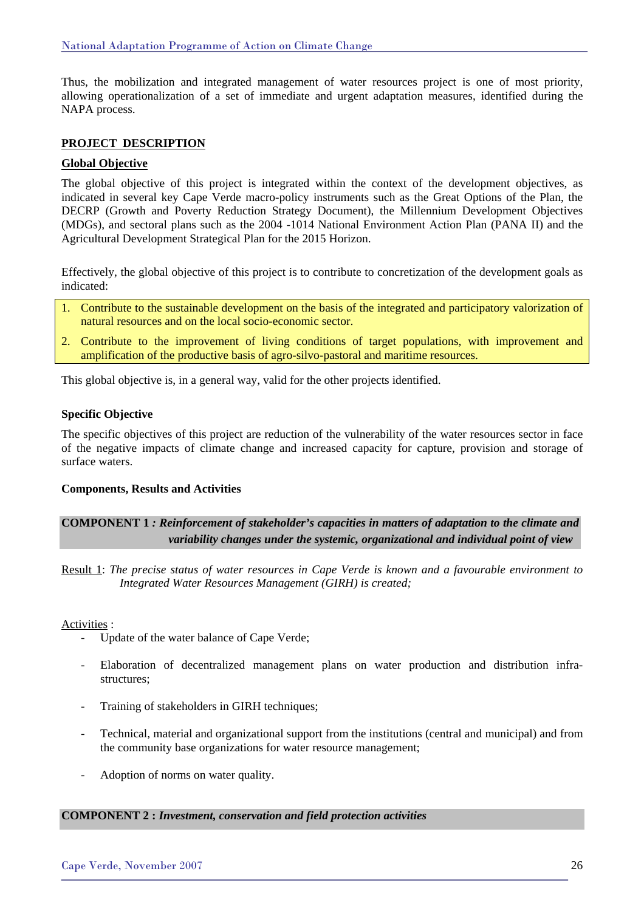Thus, the mobilization and integrated management of water resources project is one of most priority, allowing operationalization of a set of immediate and urgent adaptation measures, identified during the NAPA process.

## PROJECT DESCRIPTION

### Global Objective

The global objective of this project is integrated within the context of the development objectives, as indicated in several key Cape Verde macro-policy instruments such as the Great Options of the Plan, the DECRP (Growth and Poverty Reduction Strategy Document), the Millennium Development Objectives (MDGs), and sectoral plans such as the 2004 -1014 National Environment Action Plan (PANA II) and the Agricultural Development Strategical Plan for the 2015 Horizon.

Effectively, the global objective of this project is to contribute to concretization of the development goals as indicated:

1. Contribute to the sustainable development on the basis of the integrated and participatory valorization of natural resources and on the local socio-economic sector.
2. Contribute to the improvement of living conditions of target populations, with improvement and amplification of the productive basis of agro-silvo-pastoral and maritime resources.

This global objective is, in a general way, valid for the other projects identified.

### Specific Objective

The specific objectives of this project are reduction of the vulnerability of the water resources sector in face of the negative impacts of climate change and increased capacity for capture, provision and storage of surface waters.

### Components, Results and Activities

**COMPONENT 1** ***: Reinforcement of stakeholder's capacities in matters of adaptation to the climate and variability changes under the systemic, organizational and individual point of view***

Result 1: *The precise status of water resources in Cape Verde is known and a favourable environment to Integrated Water Resources Management (GIRH) is created;*

Activities :

- Update of the water balance of Cape Verde;
- Elaboration of decentralized management plans on water production and distribution infra-structures;
- Training of stakeholders in GIRH techniques;
- Technical, material and organizational support from the institutions (central and municipal) and from the community base organizations for water resource management;
- Adoption of norms on water quality.

**COMPONENT 2 :** ***Investment, conservation and field protection activities***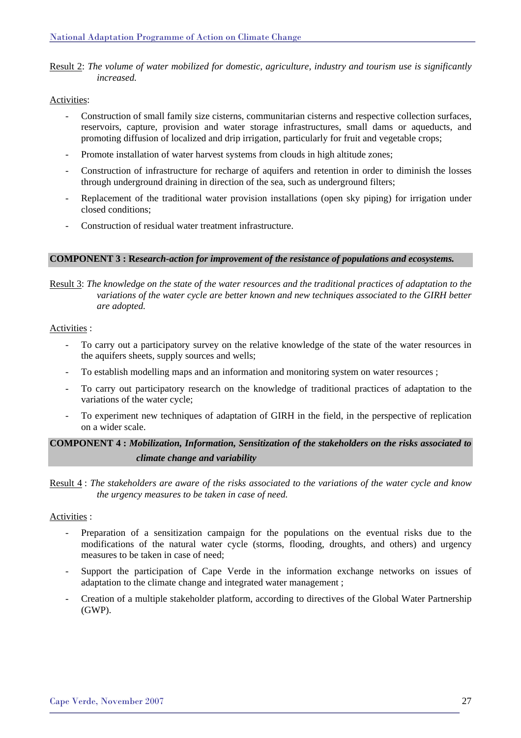Result 2: *The volume of water mobilized for domestic, agriculture, industry and tourism use is significantly increased.*

Activities:

- Construction of small family size cisterns, communitarian cisterns and respective collection surfaces, reservoirs, capture, provision and water storage infrastructures, small dams or aqueducts, and promoting diffusion of localized and drip irrigation, particularly for fruit and vegetable crops;
- Promote installation of water harvest systems from clouds in high altitude zones;
- Construction of infrastructure for recharge of aquifers and retention in order to diminish the losses through underground draining in direction of the sea, such as underground filters;
- Replacement of the traditional water provision installations (open sky piping) for irrigation under closed conditions;
- Construction of residual water treatment infrastructure.

**COMPONENT 3 : R*esearch-action for improvement of the resistance of populations and ecosystems.***

Result 3: *The knowledge on the state of the water resources and the traditional practices of adaptation to the variations of the water cycle are better known and new techniques associated to the GIRH better are adopted.*

Activities :

- To carry out a participatory survey on the relative knowledge of the state of the water resources in the aquifers sheets, supply sources and wells;
- To establish modelling maps and an information and monitoring system on water resources ;
- To carry out participatory research on the knowledge of traditional practices of adaptation to the variations of the water cycle;
- To experiment new techniques of adaptation of GIRH in the field, in the perspective of replication on a wider scale.

**COMPONENT 4 : *Mobilization, Information, Sensitization of the stakeholders on the risks associated to climate change and variability***

Result 4 : *The stakeholders are aware of the risks associated to the variations of the water cycle and know the urgency measures to be taken in case of need.*

Activities :

- Preparation of a sensitization campaign for the populations on the eventual risks due to the modifications of the natural water cycle (storms, flooding, droughts, and others) and urgency measures to be taken in case of need;
- Support the participation of Cape Verde in the information exchange networks on issues of adaptation to the climate change and integrated water management ;
- Creation of a multiple stakeholder platform, according to directives of the Global Water Partnership (GWP).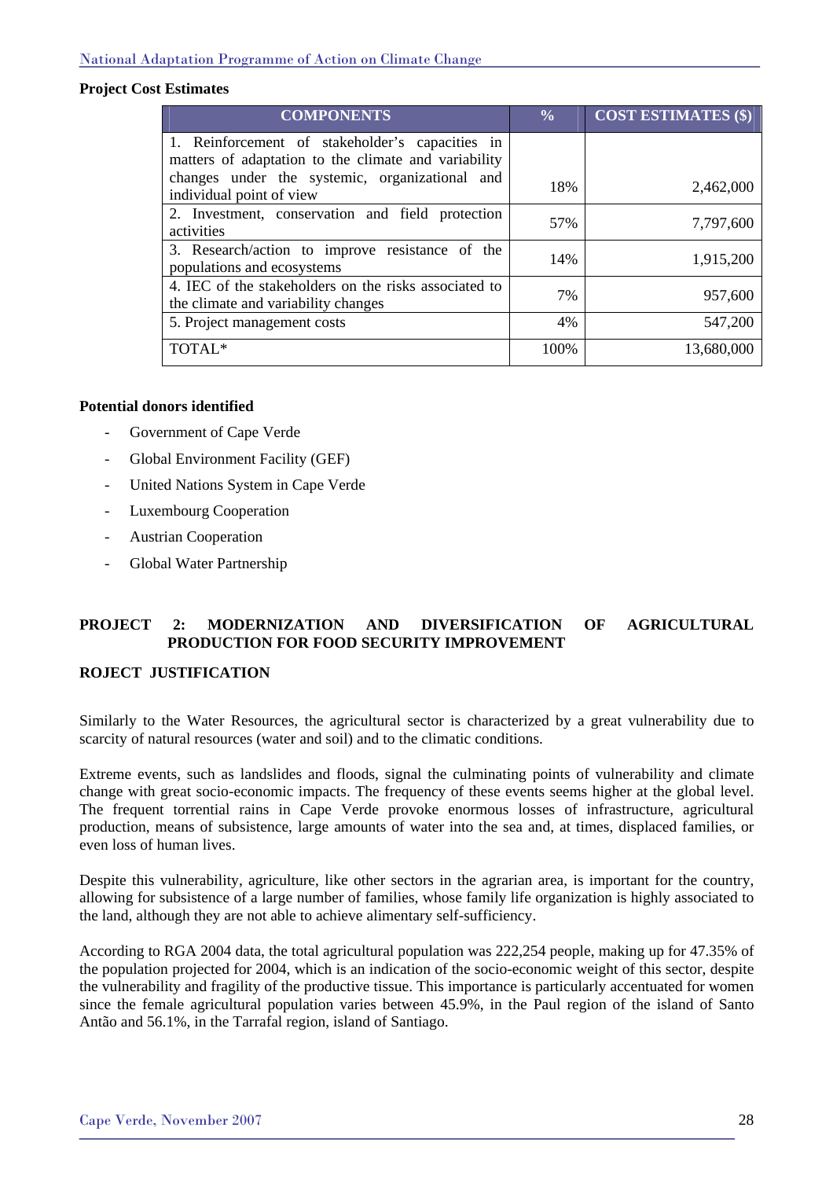**Project Cost Estimates**

| COMPONENTS | % | COST ESTIMATES ($) |
| --- | --- | --- |
| 1. Reinforcement of stakeholder's capacities in matters of adaptation to the climate and variability changes under the systemic, organizational and individual point of view | 18% | 2,462,000 |
| 2. Investment, conservation and field protection activities | 57% | 7,797,600 |
| 3. Research/action to improve resistance of the populations and ecosystems | 14% | 1,915,200 |
| 4. IEC of the stakeholders on the risks associated to the climate and variability changes | 7% | 957,600 |
| 5. Project management costs | 4% | 547,200 |
| TOTAL* | 100% | 13,680,000 |

**Potential donors identified**

- Government of Cape Verde
- Global Environment Facility (GEF)
- United Nations System in Cape Verde
- Luxembourg Cooperation
- Austrian Cooperation
- Global Water Partnership

## PROJECT 2: MODERNIZATION AND DIVERSIFICATION OF AGRICULTURAL PRODUCTION FOR FOOD SECURITY IMPROVEMENT

### ROJECT JUSTIFICATION

Similarly to the Water Resources, the agricultural sector is characterized by a great vulnerability due to scarcity of natural resources (water and soil) and to the climatic conditions.

Extreme events, such as landslides and floods, signal the culminating points of vulnerability and climate change with great socio-economic impacts. The frequency of these events seems higher at the global level. The frequent torrential rains in Cape Verde provoke enormous losses of infrastructure, agricultural production, means of subsistence, large amounts of water into the sea and, at times, displaced families, or even loss of human lives.

Despite this vulnerability, agriculture, like other sectors in the agrarian area, is important for the country, allowing for subsistence of a large number of families, whose family life organization is highly associated to the land, although they are not able to achieve alimentary self-sufficiency.

According to RGA 2004 data, the total agricultural population was 222,254 people, making up for 47.35% of the population projected for 2004, which is an indication of the socio-economic weight of this sector, despite the vulnerability and fragility of the productive tissue. This importance is particularly accentuated for women since the female agricultural population varies between 45.9%, in the Paul region of the island of Santo Antão and 56.1%, in the Tarrafal region, island of Santiago.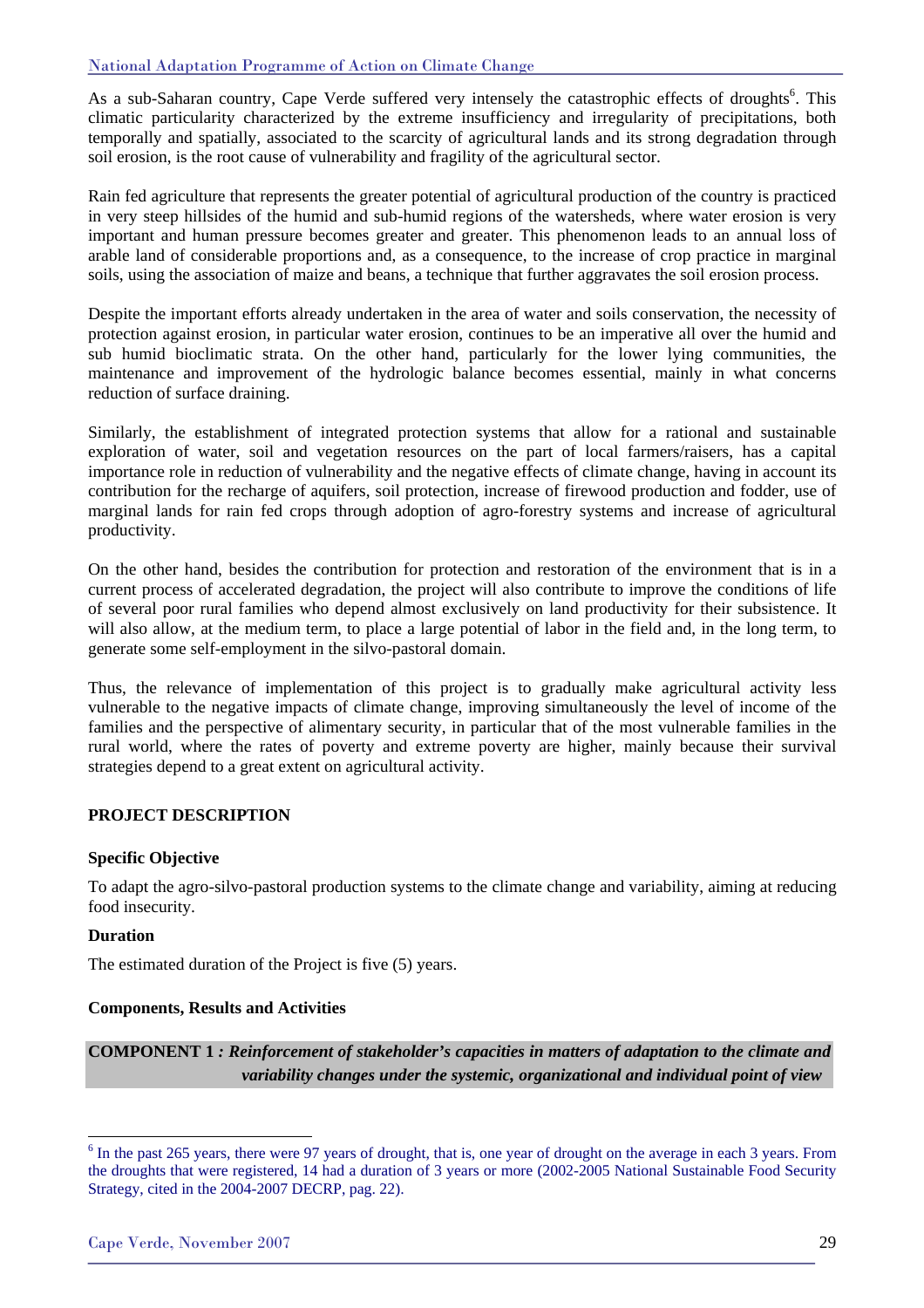As a sub-Saharan country, Cape Verde suffered very intensely the catastrophic effects of droughts[6]. This climatic particularity characterized by the extreme insufficiency and irregularity of precipitations, both temporally and spatially, associated to the scarcity of agricultural lands and its strong degradation through soil erosion, is the root cause of vulnerability and fragility of the agricultural sector.

Rain fed agriculture that represents the greater potential of agricultural production of the country is practiced in very steep hillsides of the humid and sub-humid regions of the watersheds, where water erosion is very important and human pressure becomes greater and greater. This phenomenon leads to an annual loss of arable land of considerable proportions and, as a consequence, to the increase of crop practice in marginal soils, using the association of maize and beans, a technique that further aggravates the soil erosion process.

Despite the important efforts already undertaken in the area of water and soils conservation, the necessity of protection against erosion, in particular water erosion, continues to be an imperative all over the humid and sub humid bioclimatic strata. On the other hand, particularly for the lower lying communities, the maintenance and improvement of the hydrologic balance becomes essential, mainly in what concerns reduction of surface draining.

Similarly, the establishment of integrated protection systems that allow for a rational and sustainable exploration of water, soil and vegetation resources on the part of local farmers/raisers, has a capital importance role in reduction of vulnerability and the negative effects of climate change, having in account its contribution for the recharge of aquifers, soil protection, increase of firewood production and fodder, use of marginal lands for rain fed crops through adoption of agro-forestry systems and increase of agricultural productivity.

On the other hand, besides the contribution for protection and restoration of the environment that is in a current process of accelerated degradation, the project will also contribute to improve the conditions of life of several poor rural families who depend almost exclusively on land productivity for their subsistence. It will also allow, at the medium term, to place a large potential of labor in the field and, in the long term, to generate some self-employment in the silvo-pastoral domain.

Thus, the relevance of implementation of this project is to gradually make agricultural activity less vulnerable to the negative impacts of climate change, improving simultaneously the level of income of the families and the perspective of alimentary security, in particular that of the most vulnerable families in the rural world, where the rates of poverty and extreme poverty are higher, mainly because their survival strategies depend to a great extent on agricultural activity.

**PROJECT DESCRIPTION**

**Specific Objective**

To adapt the agro-silvo-pastoral production systems to the climate change and variability, aiming at reducing food insecurity.

**Duration**

The estimated duration of the Project is five (5) years.

**Components, Results and Activities**

**COMPONENT 1 *: Reinforcement of stakeholder's capacities in matters of adaptation to the climate and variability changes under the systemic, organizational and individual point of view***

[6] In the past 265 years, there were 97 years of drought, that is, one year of drought on the average in each 3 years. From the droughts that were registered, 14 had a duration of 3 years or more (2002-2005 National Sustainable Food Security Strategy, cited in the 2004-2007 DECRP, pag. 22).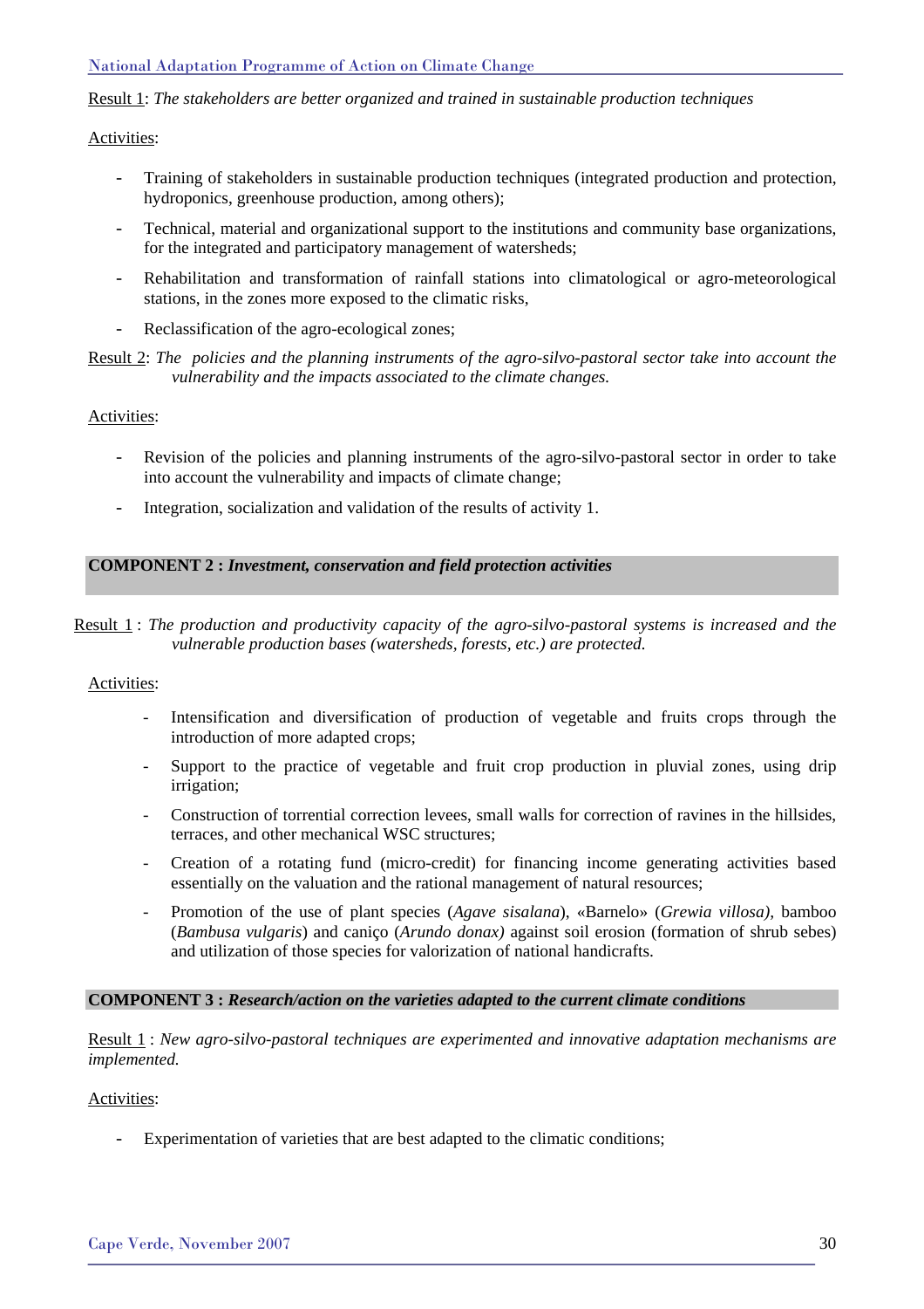Result 1: *The stakeholders are better organized and trained in sustainable production techniques*

Activities:

- Training of stakeholders in sustainable production techniques (integrated production and protection, hydroponics, greenhouse production, among others);
- Technical, material and organizational support to the institutions and community base organizations, for the integrated and participatory management of watersheds;
- Rehabilitation and transformation of rainfall stations into climatological or agro-meteorological stations, in the zones more exposed to the climatic risks,
- Reclassification of the agro-ecological zones;

Result 2: *The policies and the planning instruments of the agro-silvo-pastoral sector take into account the vulnerability and the impacts associated to the climate changes.*

Activities:

- Revision of the policies and planning instruments of the agro-silvo-pastoral sector in order to take into account the vulnerability and impacts of climate change;
- Integration, socialization and validation of the results of activity 1.

**COMPONENT 2 : *Investment, conservation and field protection activities***

Result 1 : *The production and productivity capacity of the agro-silvo-pastoral systems is increased and the vulnerable production bases (watersheds, forests, etc.) are protected.*

Activities:

- Intensification and diversification of production of vegetable and fruits crops through the introduction of more adapted crops;
- Support to the practice of vegetable and fruit crop production in pluvial zones, using drip irrigation;
- Construction of torrential correction levees, small walls for correction of ravines in the hillsides, terraces, and other mechanical WSC structures;
- Creation of a rotating fund (micro-credit) for financing income generating activities based essentially on the valuation and the rational management of natural resources;
- Promotion of the use of plant species (*Agave sisalana*), «Barnelo» (*Grewia villosa),* bamboo (*Bambusa vulgaris*) and caniço (*Arundo donax)* against soil erosion (formation of shrub sebes) and utilization of those species for valorization of national handicrafts.

**COMPONENT 3 : *Research/action on the varieties adapted to the current climate conditions***

Result 1 : *New agro-silvo-pastoral techniques are experimented and innovative adaptation mechanisms are implemented.*

Activities:

- Experimentation of varieties that are best adapted to the climatic conditions;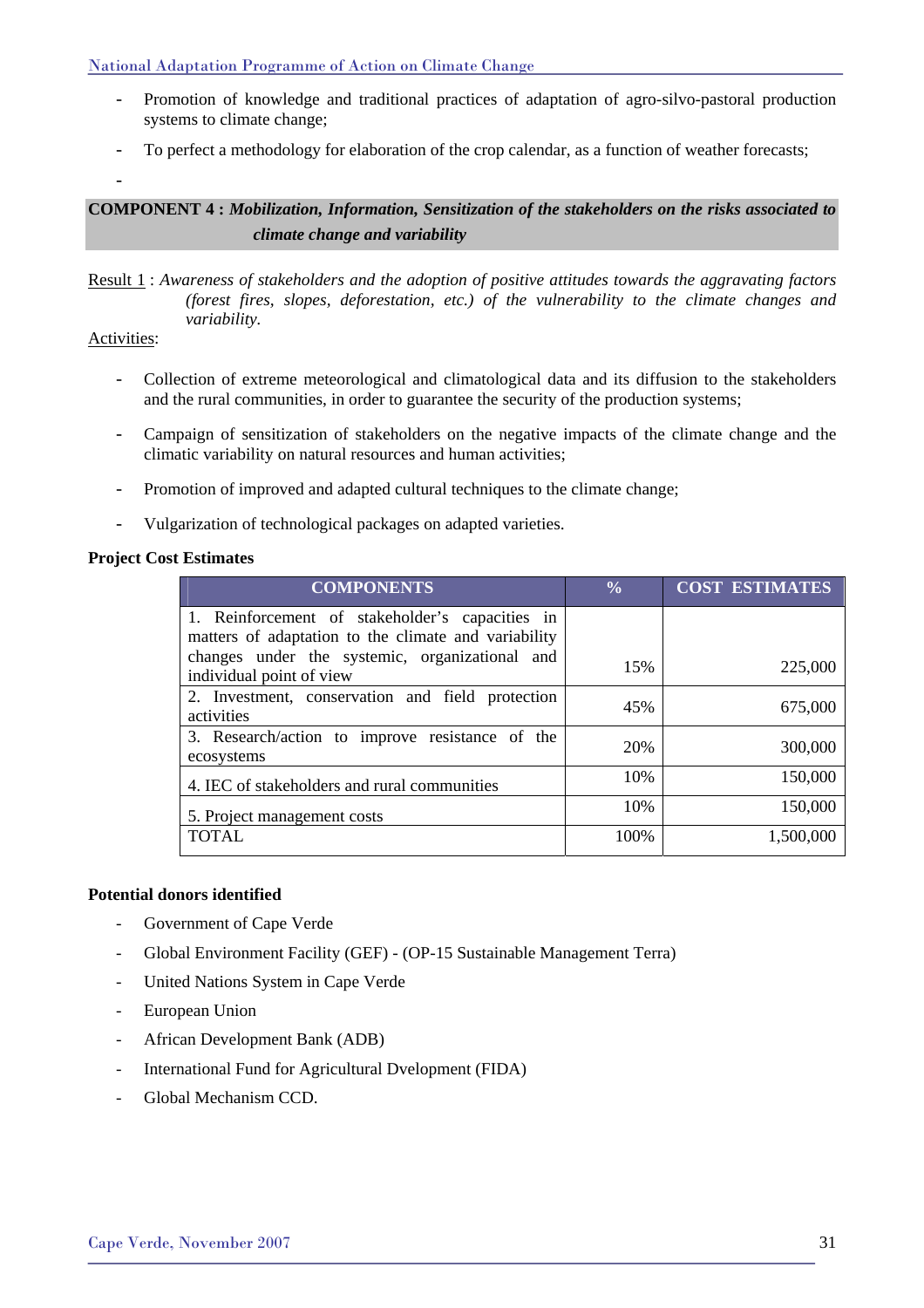- Promotion of knowledge and traditional practices of adaptation of agro-silvo-pastoral production systems to climate change;
- To perfect a methodology for elaboration of the crop calendar, as a function of weather forecasts;
-

**COMPONENT 4 :** ***Mobilization, Information, Sensitization of the stakeholders on the risks associated to climate change and variability***

Result 1 : *Awareness of stakeholders and the adoption of positive attitudes towards the aggravating factors (forest fires, slopes, deforestation, etc.) of the vulnerability to the climate changes and variability.*

Activities:

- Collection of extreme meteorological and climatological data and its diffusion to the stakeholders and the rural communities, in order to guarantee the security of the production systems;
- Campaign of sensitization of stakeholders on the negative impacts of the climate change and the climatic variability on natural resources and human activities;
- Promotion of improved and adapted cultural techniques to the climate change;
- Vulgarization of technological packages on adapted varieties.

**Project Cost Estimates**

| COMPONENTS | % | COST ESTIMATES |
|---|---|---|
| 1. Reinforcement of stakeholder's capacities in matters of adaptation to the climate and variability changes under the systemic, organizational and individual point of view | 15% | 225,000 |
| 2. Investment, conservation and field protection activities | 45% | 675,000 |
| 3. Research/action to improve resistance of the ecosystems | 20% | 300,000 |
| 4. IEC of stakeholders and rural communities | 10% | 150,000 |
| 5. Project management costs | 10% | 150,000 |
| TOTAL | 100% | 1,500,000 |

**Potential donors identified**

- Government of Cape Verde
- Global Environment Facility (GEF) - (OP-15 Sustainable Management Terra)
- United Nations System in Cape Verde
- European Union
- African Development Bank (ADB)
- International Fund for Agricultural Dvelopment (FIDA)
- Global Mechanism CCD.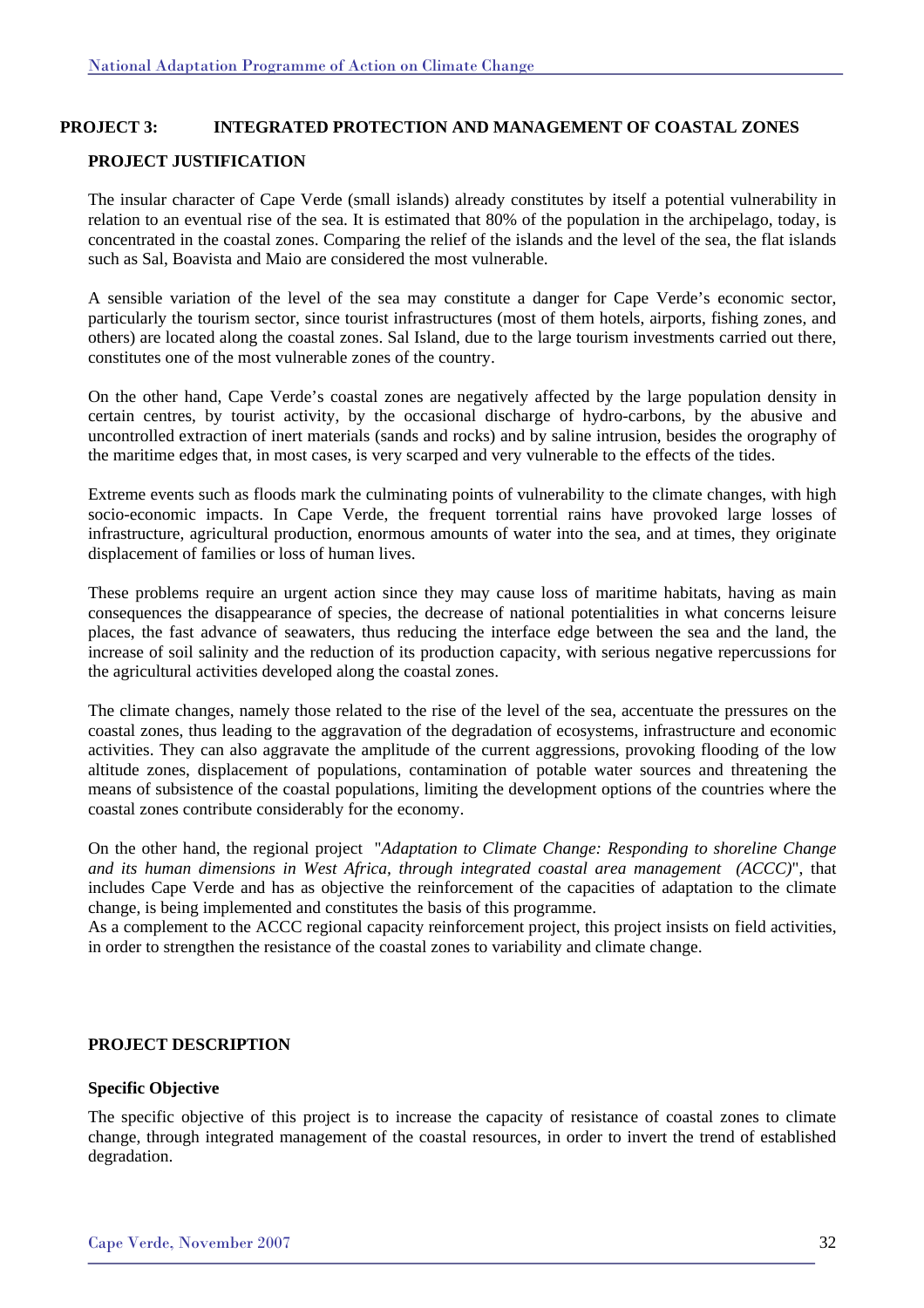## PROJECT 3: INTEGRATED PROTECTION AND MANAGEMENT OF COASTAL ZONES

### PROJECT JUSTIFICATION

The insular character of Cape Verde (small islands) already constitutes by itself a potential vulnerability in relation to an eventual rise of the sea. It is estimated that 80% of the population in the archipelago, today, is concentrated in the coastal zones. Comparing the relief of the islands and the level of the sea, the flat islands such as Sal, Boavista and Maio are considered the most vulnerable.

A sensible variation of the level of the sea may constitute a danger for Cape Verde's economic sector, particularly the tourism sector, since tourist infrastructures (most of them hotels, airports, fishing zones, and others) are located along the coastal zones. Sal Island, due to the large tourism investments carried out there, constitutes one of the most vulnerable zones of the country.

On the other hand, Cape Verde's coastal zones are negatively affected by the large population density in certain centres, by tourist activity, by the occasional discharge of hydro-carbons, by the abusive and uncontrolled extraction of inert materials (sands and rocks) and by saline intrusion, besides the orography of the maritime edges that, in most cases, is very scarped and very vulnerable to the effects of the tides.

Extreme events such as floods mark the culminating points of vulnerability to the climate changes, with high socio-economic impacts. In Cape Verde, the frequent torrential rains have provoked large losses of infrastructure, agricultural production, enormous amounts of water into the sea, and at times, they originate displacement of families or loss of human lives.

These problems require an urgent action since they may cause loss of maritime habitats, having as main consequences the disappearance of species, the decrease of national potentialities in what concerns leisure places, the fast advance of seawaters, thus reducing the interface edge between the sea and the land, the increase of soil salinity and the reduction of its production capacity, with serious negative repercussions for the agricultural activities developed along the coastal zones.

The climate changes, namely those related to the rise of the level of the sea, accentuate the pressures on the coastal zones, thus leading to the aggravation of the degradation of ecosystems, infrastructure and economic activities. They can also aggravate the amplitude of the current aggressions, provoking flooding of the low altitude zones, displacement of populations, contamination of potable water sources and threatening the means of subsistence of the coastal populations, limiting the development options of the countries where the coastal zones contribute considerably for the economy.

On the other hand, the regional project "*Adaptation to Climate Change: Responding to shoreline Change and its human dimensions in West Africa, through integrated coastal area management (ACCC)*", that includes Cape Verde and has as objective the reinforcement of the capacities of adaptation to the climate change, is being implemented and constitutes the basis of this programme.

As a complement to the ACCC regional capacity reinforcement project, this project insists on field activities, in order to strengthen the resistance of the coastal zones to variability and climate change.

### PROJECT DESCRIPTION

#### Specific Objective

The specific objective of this project is to increase the capacity of resistance of coastal zones to climate change, through integrated management of the coastal resources, in order to invert the trend of established degradation.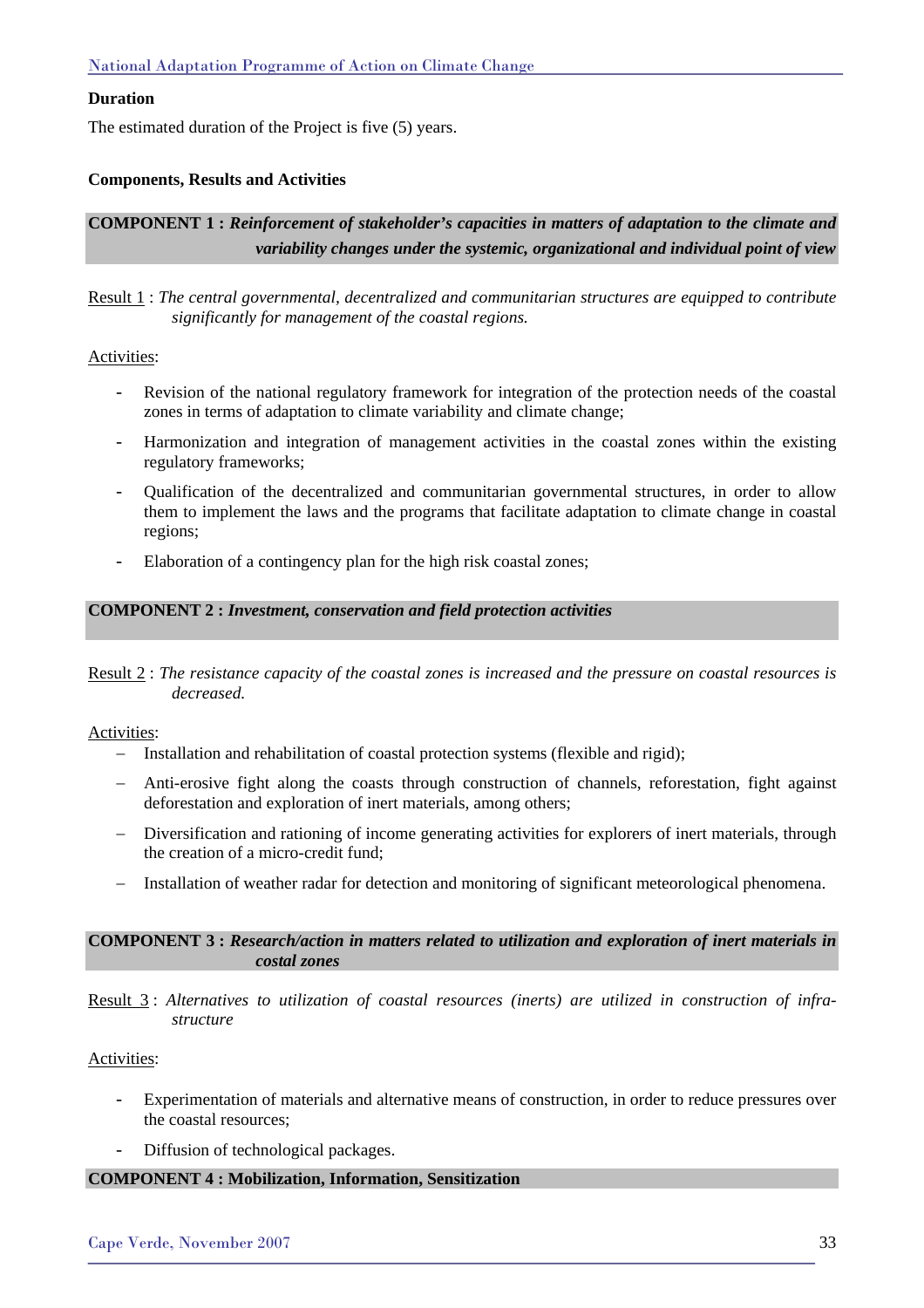**Duration**

The estimated duration of the Project is five (5) years.

**Components, Results and Activities**

**COMPONENT 1 :** ***Reinforcement of stakeholder's capacities in matters of adaptation to the climate and variability changes under the systemic, organizational and individual point of view***

Result 1 : *The central governmental, decentralized and communitarian structures are equipped to contribute significantly for management of the coastal regions.*

Activities:

- Revision of the national regulatory framework for integration of the protection needs of the coastal zones in terms of adaptation to climate variability and climate change;
- Harmonization and integration of management activities in the coastal zones within the existing regulatory frameworks;
- Qualification of the decentralized and communitarian governmental structures, in order to allow them to implement the laws and the programs that facilitate adaptation to climate change in coastal regions;
- Elaboration of a contingency plan for the high risk coastal zones;

**COMPONENT 2 :** ***Investment, conservation and field protection activities***

Result 2 : *The resistance capacity of the coastal zones is increased and the pressure on coastal resources is decreased.*

Activities:

- Installation and rehabilitation of coastal protection systems (flexible and rigid);
- Anti-erosive fight along the coasts through construction of channels, reforestation, fight against deforestation and exploration of inert materials, among others;
- Diversification and rationing of income generating activities for explorers of inert materials, through the creation of a micro-credit fund;
- Installation of weather radar for detection and monitoring of significant meteorological phenomena.

**COMPONENT 3 :** ***Research/action in matters related to utilization and exploration of inert materials in costal zones***

Result 3 : *Alternatives to utilization of coastal resources (inerts) are utilized in construction of infra-structure*

Activities:

- Experimentation of materials and alternative means of construction, in order to reduce pressures over the coastal resources;
- Diffusion of technological packages.

**COMPONENT 4 : Mobilization, Information, Sensitization**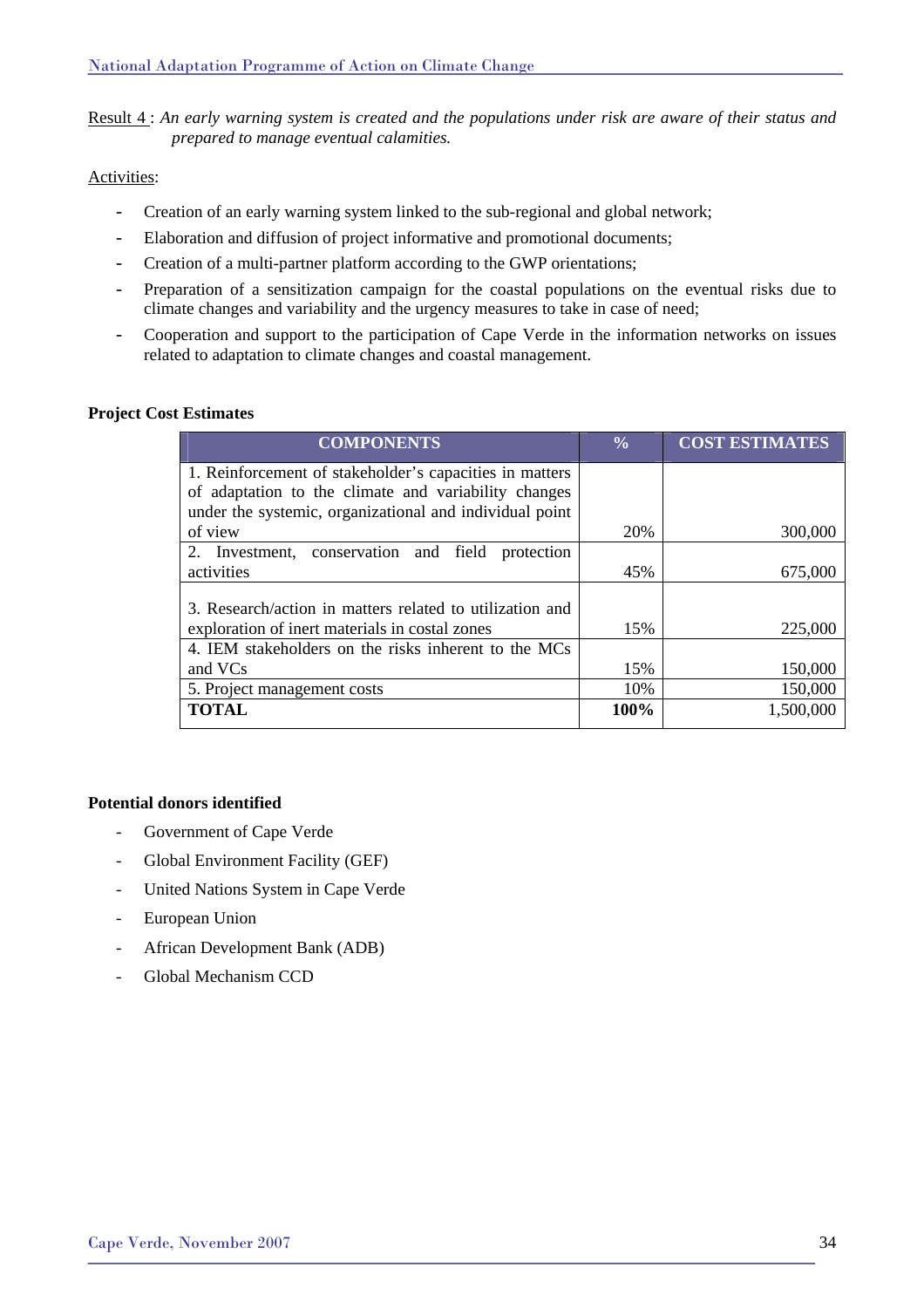Result 4 : *An early warning system is created and the populations under risk are aware of their status and prepared to manage eventual calamities.*

Activities:

- Creation of an early warning system linked to the sub-regional and global network;
- Elaboration and diffusion of project informative and promotional documents;
- Creation of a multi-partner platform according to the GWP orientations;
- Preparation of a sensitization campaign for the coastal populations on the eventual risks due to climate changes and variability and the urgency measures to take in case of need;
- Cooperation and support to the participation of Cape Verde in the information networks on issues related to adaptation to climate changes and coastal management.

**Project Cost Estimates**

| COMPONENTS | % | COST ESTIMATES |
|---|---|---|
| 1. Reinforcement of stakeholder's capacities in matters of adaptation to the climate and variability changes under the systemic, organizational and individual point of view | 20% | 300,000 |
| 2. Investment, conservation and field protection activities | 45% | 675,000 |
| 3. Research/action in matters related to utilization and exploration of inert materials in costal zones | 15% | 225,000 |
| 4. IEM stakeholders on the risks inherent to the MCs and VCs | 15% | 150,000 |
| 5. Project management costs | 10% | 150,000 |
| **TOTAL** | **100%** | 1,500,000 |

**Potential donors identified**

- Government of Cape Verde
- Global Environment Facility (GEF)
- United Nations System in Cape Verde
- European Union
- African Development Bank (ADB)
- Global Mechanism CCD